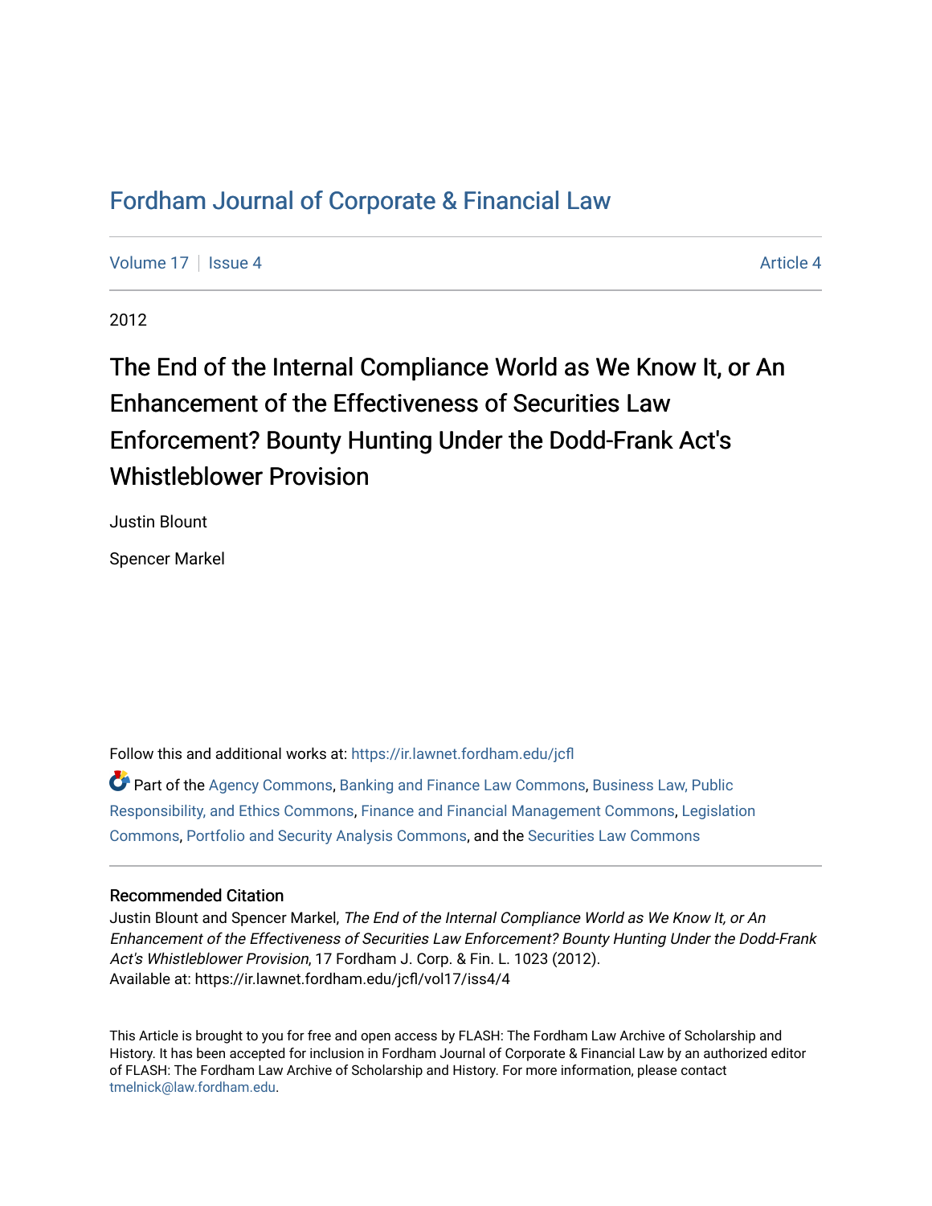# Fordham Journal of Corporate & Financial Law

Volume 17 | Issue 4 | Article 4

2012

## The End of the Internal Compliance World as We Know It, or An Enhancement of the Effectiveness of Securities Law Enforcement? Bounty Hunting Under the Dodd-Frank Act's Whistleblower Provision

Justin Blount

Spencer Markel

Follow this and additional works at: https://ir.lawnet.fordham.edu/jcfl

Part of the Agency Commons, Banking and Finance Law Commons, Business Law, Public Responsibility, and Ethics Commons, Finance and Financial Management Commons, Legislation Commons, Portfolio and Security Analysis Commons, and the Securities Law Commons

### Recommended Citation

Justin Blount and Spencer Markel, *The End of the Internal Compliance World as We Know It, or An Enhancement of the Effectiveness of Securities Law Enforcement? Bounty Hunting Under the Dodd-Frank Act's Whistleblower Provision*, 17 Fordham J. Corp. & Fin. L. 1023 (2012).
Available at: https://ir.lawnet.fordham.edu/jcfl/vol17/iss4/4

This Article is brought to you for free and open access by FLASH: The Fordham Law Archive of Scholarship and History. It has been accepted for inclusion in Fordham Journal of Corporate & Financial Law by an authorized editor of FLASH: The Fordham Law Archive of Scholarship and History. For more information, please contact tmelnick@law.fordham.edu.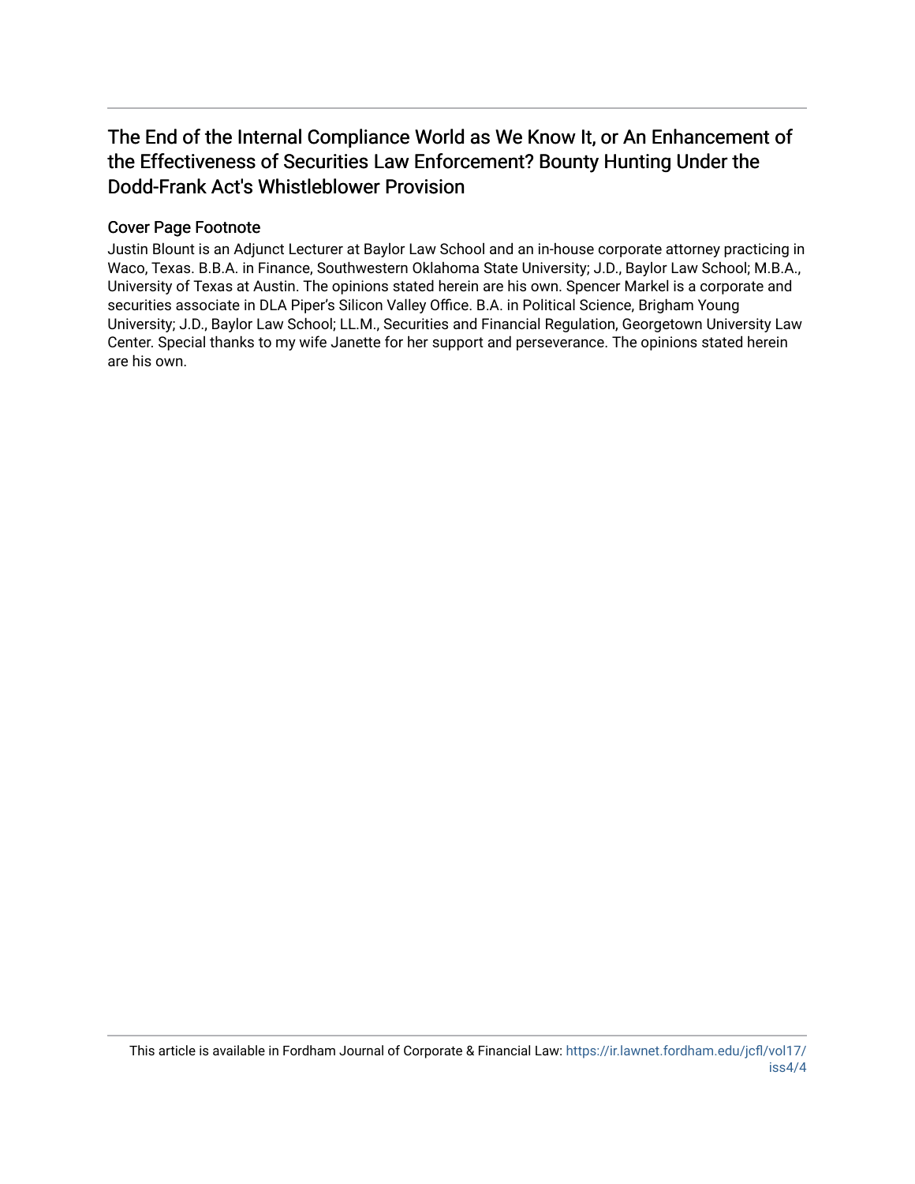# The End of the Internal Compliance World as We Know It, or An Enhancement of the Effectiveness of Securities Law Enforcement? Bounty Hunting Under the Dodd-Frank Act's Whistleblower Provision

## Cover Page Footnote

Justin Blount is an Adjunct Lecturer at Baylor Law School and an in-house corporate attorney practicing in Waco, Texas. B.B.A. in Finance, Southwestern Oklahoma State University; J.D., Baylor Law School; M.B.A., University of Texas at Austin. The opinions stated herein are his own. Spencer Markel is a corporate and securities associate in DLA Piper's Silicon Valley Office. B.A. in Political Science, Brigham Young University; J.D., Baylor Law School; LL.M., Securities and Financial Regulation, Georgetown University Law Center. Special thanks to my wife Janette for her support and perseverance. The opinions stated herein are his own.

This article is available in Fordham Journal of Corporate & Financial Law: https://ir.lawnet.fordham.edu/jcfl/vol17/iss4/4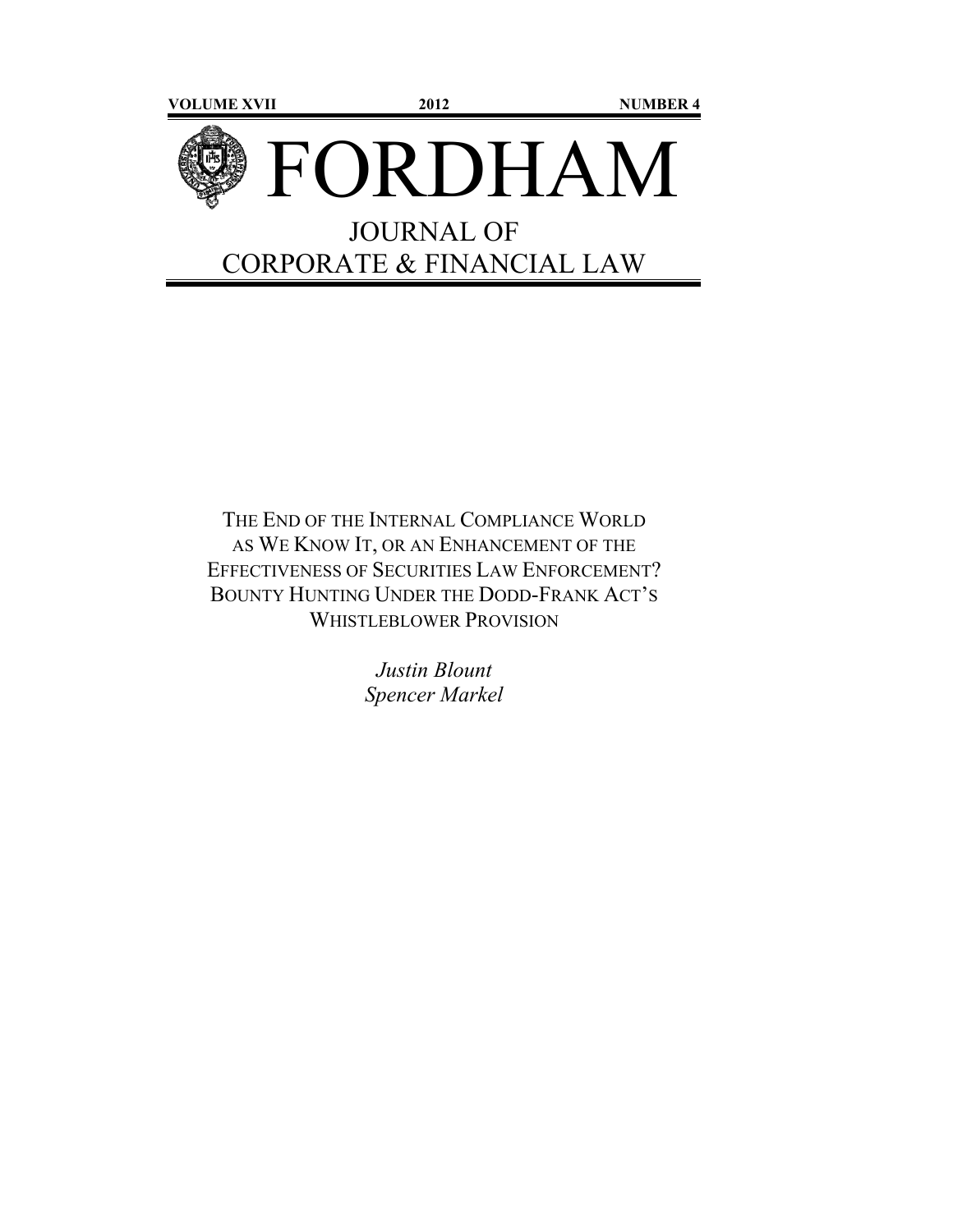VOLUME XVII 2012 NUMBER 4

# FORDHAM

## JOURNAL OF CORPORATE & FINANCIAL LAW

# THE END OF THE INTERNAL COMPLIANCE WORLD AS WE KNOW IT, OR AN ENHANCEMENT OF THE EFFECTIVENESS OF SECURITIES LAW ENFORCEMENT? BOUNTY HUNTING UNDER THE DODD-FRANK ACT'S WHISTLEBLOWER PROVISION

*Justin Blount*
*Spencer Markel*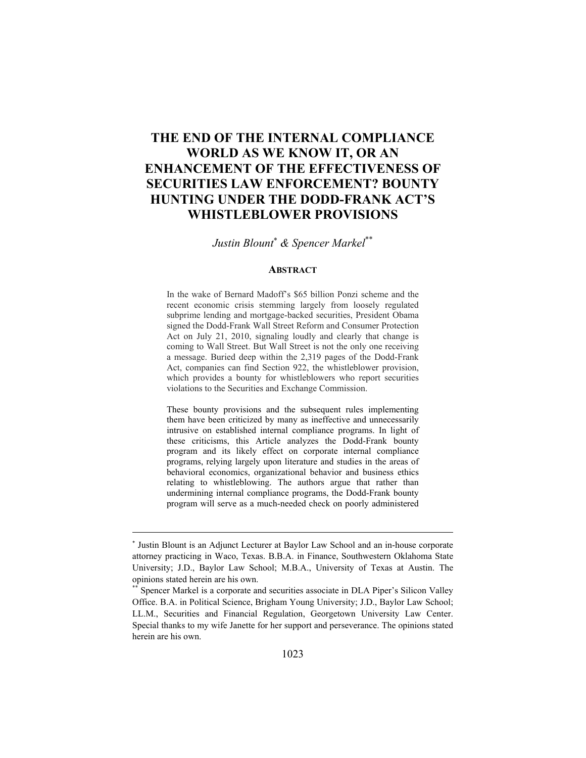# THE END OF THE INTERNAL COMPLIANCE WORLD AS WE KNOW IT, OR AN ENHANCEMENT OF THE EFFECTIVENESS OF SECURITIES LAW ENFORCEMENT? BOUNTY HUNTING UNDER THE DODD-FRANK ACT'S WHISTLEBLOWER PROVISIONS

*Justin Blount*[*] *& Spencer Markel*[**]

## ABSTRACT

In the wake of Bernard Madoff's $65 billion Ponzi scheme and the recent economic crisis stemming largely from loosely regulated subprime lending and mortgage-backed securities, President Obama signed the Dodd-Frank Wall Street Reform and Consumer Protection Act on July 21, 2010, signaling loudly and clearly that change is coming to Wall Street. But Wall Street is not the only one receiving a message. Buried deep within the 2,319 pages of the Dodd-Frank Act, companies can find Section 922, the whistleblower provision, which provides a bounty for whistleblowers who report securities violations to the Securities and Exchange Commission.

These bounty provisions and the subsequent rules implementing them have been criticized by many as ineffective and unnecessarily intrusive on established internal compliance programs. In light of these criticisms, this Article analyzes the Dodd-Frank bounty program and its likely effect on corporate internal compliance programs, relying largely upon literature and studies in the areas of behavioral economics, organizational behavior and business ethics relating to whistleblowing. The authors argue that rather than undermining internal compliance programs, the Dodd-Frank bounty program will serve as a much-needed check on poorly administered

---

[*] Justin Blount is an Adjunct Lecturer at Baylor Law School and an in-house corporate attorney practicing in Waco, Texas. B.B.A. in Finance, Southwestern Oklahoma State University; J.D., Baylor Law School; M.B.A., University of Texas at Austin. The opinions stated herein are his own.

[**] Spencer Markel is a corporate and securities associate in DLA Piper's Silicon Valley Office. B.A. in Political Science, Brigham Young University; J.D., Baylor Law School; LL.M., Securities and Financial Regulation, Georgetown University Law Center. Special thanks to my wife Janette for her support and perseverance. The opinions stated herein are his own.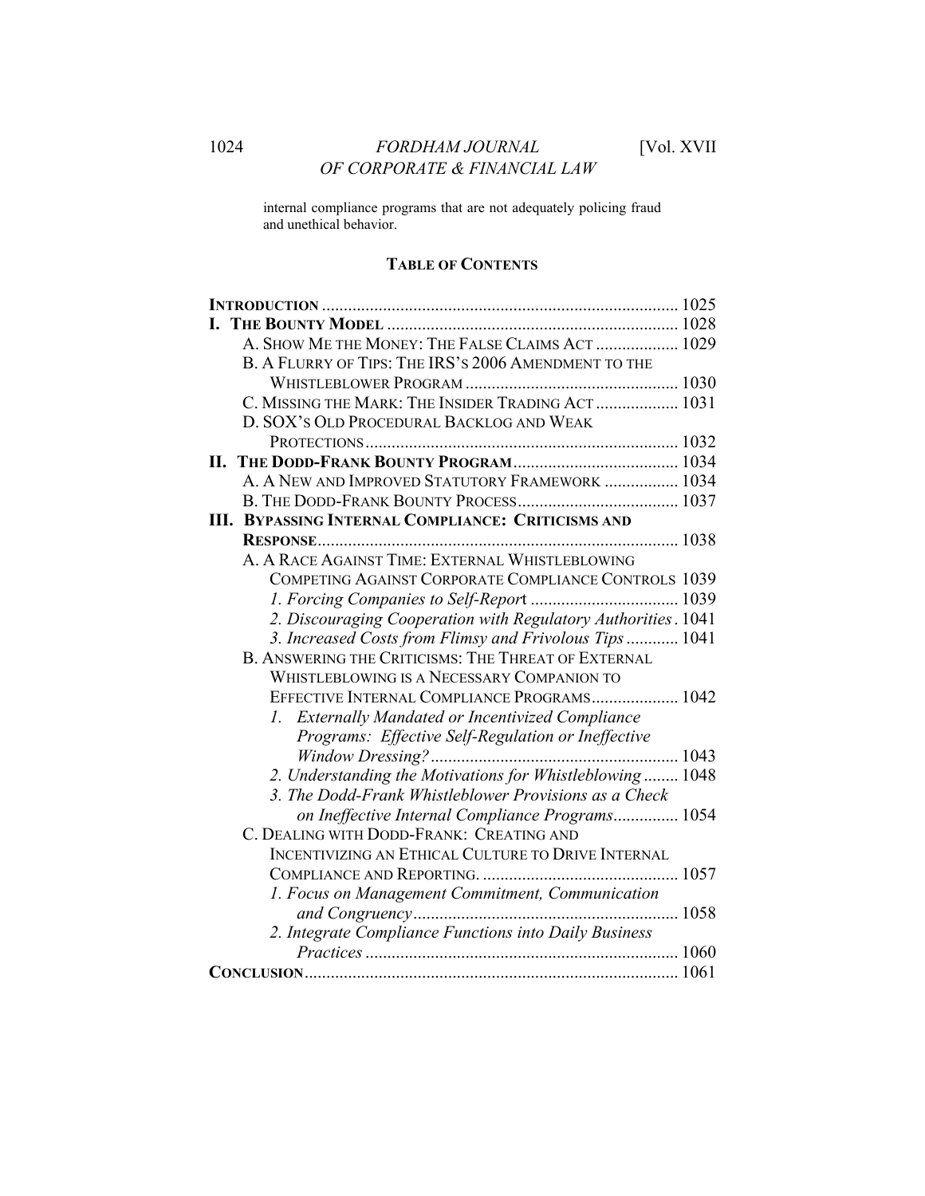internal compliance programs that are not adequately policing fraud and unethical behavior.

**TABLE OF CONTENTS**

**INTRODUCTION** .......... 1025

**I. THE BOUNTY MODEL** .......... 1028

- A. SHOW ME THE MONEY: THE FALSE CLAIMS ACT .......... 1029
- B. A FLURRY OF TIPS: THE IRS'S 2006 AMENDMENT TO THE WHISTLEBLOWER PROGRAM .......... 1030
- C. MISSING THE MARK: THE INSIDER TRADING ACT .......... 1031
- D. SOX'S OLD PROCEDURAL BACKLOG AND WEAK PROTECTIONS .......... 1032

**II. THE DODD-FRANK BOUNTY PROGRAM** .......... 1034

- A. A NEW AND IMPROVED STATUTORY FRAMEWORK .......... 1034
- B. THE DODD-FRANK BOUNTY PROCESS .......... 1037

**III. BYPASSING INTERNAL COMPLIANCE: CRITICISMS AND RESPONSE** .......... 1038

- A. A RACE AGAINST TIME: EXTERNAL WHISTLEBLOWING COMPETING AGAINST CORPORATE COMPLIANCE CONTROLS 1039
  - *1. Forcing Companies to Self-Report* .......... 1039
  - *2. Discouraging Cooperation with Regulatory Authorities* . 1041
  - *3. Increased Costs from Flimsy and Frivolous Tips* .......... 1041
- B. ANSWERING THE CRITICISMS: THE THREAT OF EXTERNAL WHISTLEBLOWING IS A NECESSARY COMPANION TO EFFECTIVE INTERNAL COMPLIANCE PROGRAMS .......... 1042
  - *1. Externally Mandated or Incentivized Compliance Programs: Effective Self-Regulation or Ineffective Window Dressing?* .......... 1043
  - *2. Understanding the Motivations for Whistleblowing* .......... 1048
  - *3. The Dodd-Frank Whistleblower Provisions as a Check on Ineffective Internal Compliance Programs* .......... 1054
- C. DEALING WITH DODD-FRANK: CREATING AND INCENTIVIZING AN ETHICAL CULTURE TO DRIVE INTERNAL COMPLIANCE AND REPORTING. .......... 1057
  - *1. Focus on Management Commitment, Communication and Congruency* .......... 1058
  - *2. Integrate Compliance Functions into Daily Business Practices* .......... 1060

**CONCLUSION** .......... 1061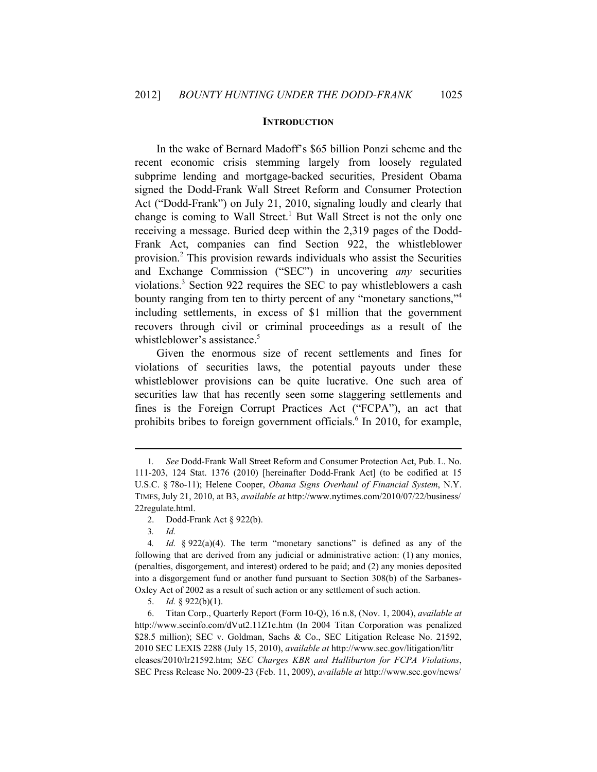## INTRODUCTION

In the wake of Bernard Madoff's $65 billion Ponzi scheme and the recent economic crisis stemming largely from loosely regulated subprime lending and mortgage-backed securities, President Obama signed the Dodd-Frank Wall Street Reform and Consumer Protection Act ("Dodd-Frank") on July 21, 2010, signaling loudly and clearly that change is coming to Wall Street.[1] But Wall Street is not the only one receiving a message. Buried deep within the 2,319 pages of the Dodd-Frank Act, companies can find Section 922, the whistleblower provision.[2] This provision rewards individuals who assist the Securities and Exchange Commission ("SEC") in uncovering *any* securities violations.[3] Section 922 requires the SEC to pay whistleblowers a cash bounty ranging from ten to thirty percent of any "monetary sanctions,"[4] including settlements, in excess of $1 million that the government recovers through civil or criminal proceedings as a result of the whistleblower's assistance.[5]

Given the enormous size of recent settlements and fines for violations of securities laws, the potential payouts under these whistleblower provisions can be quite lucrative. One such area of securities law that has recently seen some staggering settlements and fines is the Foreign Corrupt Practices Act ("FCPA"), an act that prohibits bribes to foreign government officials.[6] In 2010, for example,

---

1. *See* Dodd-Frank Wall Street Reform and Consumer Protection Act, Pub. L. No. 111-203, 124 Stat. 1376 (2010) [hereinafter Dodd-Frank Act] (to be codified at 15 U.S.C. § 78o-11); Helene Cooper, *Obama Signs Overhaul of Financial System*, N.Y. TIMES, July 21, 2010, at B3, *available at* http://www.nytimes.com/2010/07/22/business/22regulate.html.

2. Dodd-Frank Act § 922(b).

3. *Id.*

4. *Id.* § 922(a)(4). The term "monetary sanctions" is defined as any of the following that are derived from any judicial or administrative action: (1) any monies, (penalties, disgorgement, and interest) ordered to be paid; and (2) any monies deposited into a disgorgement fund or another fund pursuant to Section 308(b) of the Sarbanes-Oxley Act of 2002 as a result of such action or any settlement of such action.

5. *Id.* § 922(b)(1).

6. Titan Corp., Quarterly Report (Form 10-Q), 16 n.8, (Nov. 1, 2004), *available at* http://www.secinfo.com/dVut2.11Z1e.htm (In 2004 Titan Corporation was penalized $28.5 million); SEC v. Goldman, Sachs & Co., SEC Litigation Release No. 21592, 2010 SEC LEXIS 2288 (July 15, 2010), *available at* http://www.sec.gov/litigation/litreleases/2010/lr21592.htm; *SEC Charges KBR and Halliburton for FCPA Violations*, SEC Press Release No. 2009-23 (Feb. 11, 2009), *available at* http://www.sec.gov/news/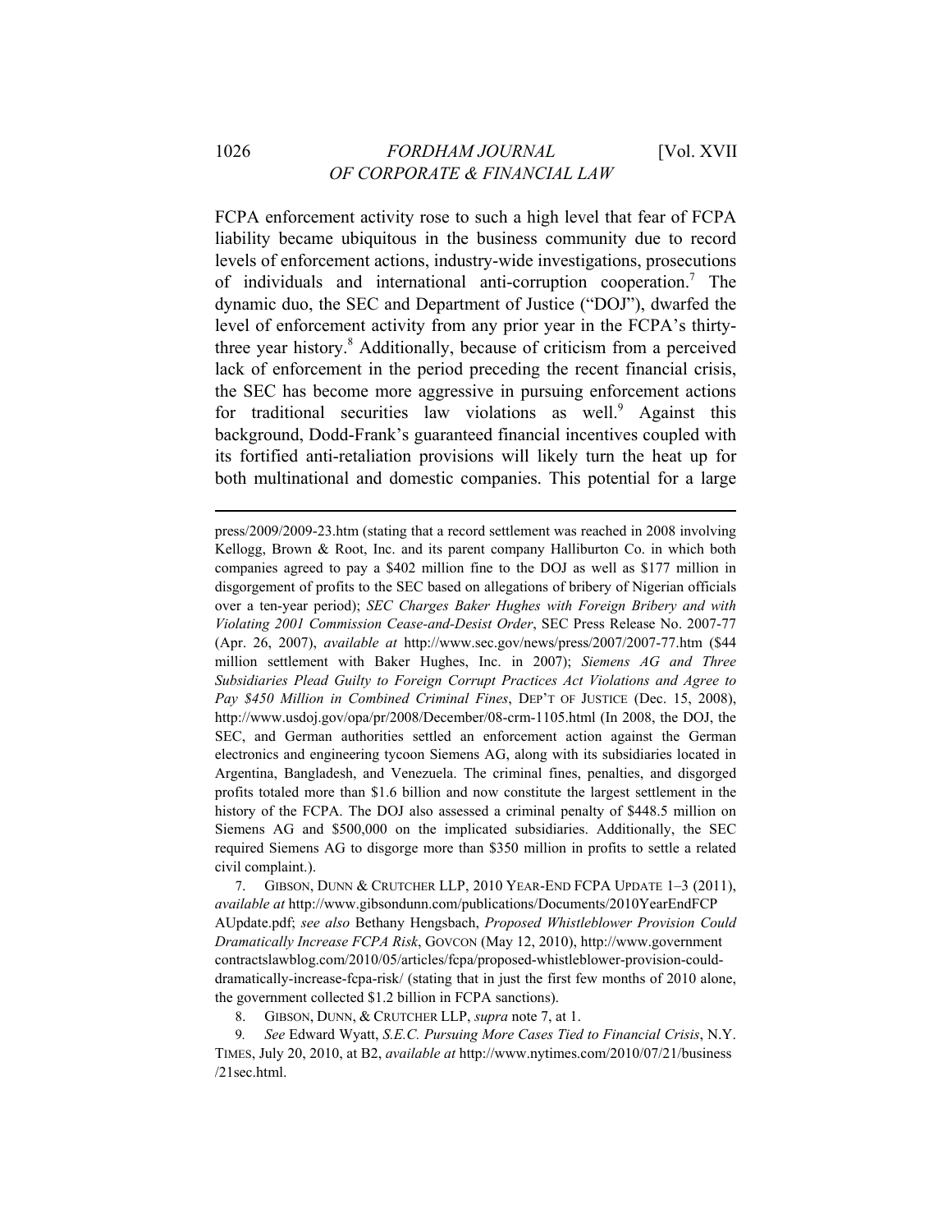FCPA enforcement activity rose to such a high level that fear of FCPA liability became ubiquitous in the business community due to record levels of enforcement actions, industry-wide investigations, prosecutions of individuals and international anti-corruption cooperation.[7] The dynamic duo, the SEC and Department of Justice ("DOJ"), dwarfed the level of enforcement activity from any prior year in the FCPA's thirty-three year history.[8] Additionally, because of criticism from a perceived lack of enforcement in the period preceding the recent financial crisis, the SEC has become more aggressive in pursuing enforcement actions for traditional securities law violations as well.[9] Against this background, Dodd-Frank's guaranteed financial incentives coupled with its fortified anti-retaliation provisions will likely turn the heat up for both multinational and domestic companies. This potential for a large

---

press/2009/2009-23.htm (stating that a record settlement was reached in 2008 involving Kellogg, Brown & Root, Inc. and its parent company Halliburton Co. in which both companies agreed to pay a $402 million fine to the DOJ as well as $177 million in disgorgement of profits to the SEC based on allegations of bribery of Nigerian officials over a ten-year period); *SEC Charges Baker Hughes with Foreign Bribery and with Violating 2001 Commission Cease-and-Desist Order*, SEC Press Release No. 2007-77 (Apr. 26, 2007), *available at* http://www.sec.gov/news/press/2007/2007-77.htm ($44 million settlement with Baker Hughes, Inc. in 2007); *Siemens AG and Three Subsidiaries Plead Guilty to Foreign Corrupt Practices Act Violations and Agree to Pay $450 Million in Combined Criminal Fines*, DEP'T OF JUSTICE (Dec. 15, 2008), http://www.usdoj.gov/opa/pr/2008/December/08-crm-1105.html (In 2008, the DOJ, the SEC, and German authorities settled an enforcement action against the German electronics and engineering tycoon Siemens AG, along with its subsidiaries located in Argentina, Bangladesh, and Venezuela. The criminal fines, penalties, and disgorged profits totaled more than $1.6 billion and now constitute the largest settlement in the history of the FCPA. The DOJ also assessed a criminal penalty of $448.5 million on Siemens AG and $500,000 on the implicated subsidiaries. Additionally, the SEC required Siemens AG to disgorge more than $350 million in profits to settle a related civil complaint.).

7. GIBSON, DUNN & CRUTCHER LLP, 2010 YEAR-END FCPA UPDATE 1–3 (2011), *available at* http://www.gibsondunn.com/publications/Documents/2010YearEndFCPAUpdate.pdf; *see also* Bethany Hengsbach, *Proposed Whistleblower Provision Could Dramatically Increase FCPA Risk*, GOVCON (May 12, 2010), http://www.governmentcontractslawblog.com/2010/05/articles/fcpa/proposed-whistleblower-provision-could-dramatically-increase-fcpa-risk/ (stating that in just the first few months of 2010 alone, the government collected $1.2 billion in FCPA sanctions).

8. GIBSON, DUNN, & CRUTCHER LLP, *supra* note 7, at 1.

9. *See* Edward Wyatt, *S.E.C. Pursuing More Cases Tied to Financial Crisis*, N.Y. TIMES, July 20, 2010, at B2, *available at* http://www.nytimes.com/2010/07/21/business/21sec.html.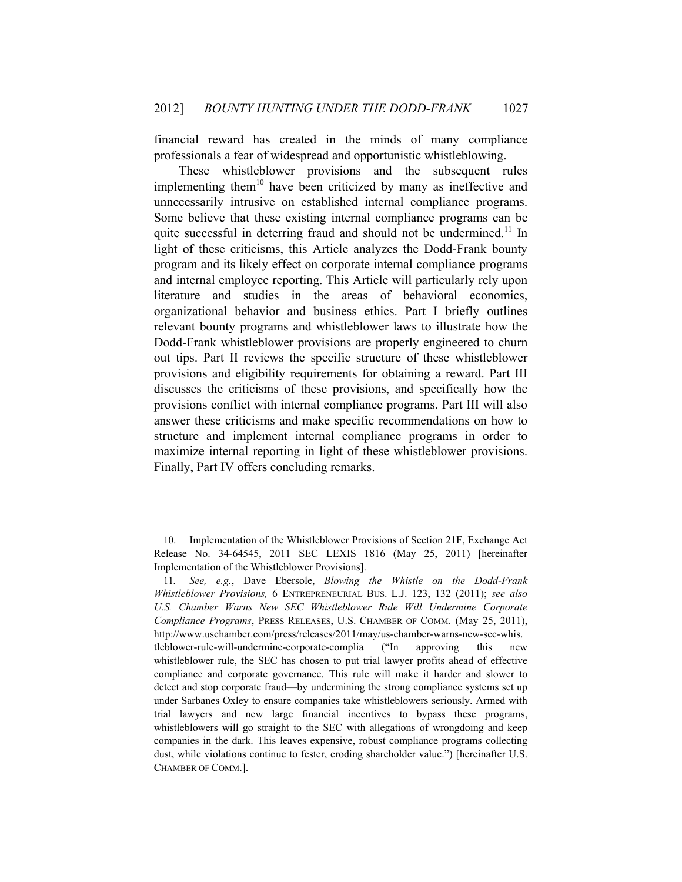financial reward has created in the minds of many compliance professionals a fear of widespread and opportunistic whistleblowing.

These whistleblower provisions and the subsequent rules implementing them[10] have been criticized by many as ineffective and unnecessarily intrusive on established internal compliance programs. Some believe that these existing internal compliance programs can be quite successful in deterring fraud and should not be undermined.[11] In light of these criticisms, this Article analyzes the Dodd-Frank bounty program and its likely effect on corporate internal compliance programs and internal employee reporting. This Article will particularly rely upon literature and studies in the areas of behavioral economics, organizational behavior and business ethics. Part I briefly outlines relevant bounty programs and whistleblower laws to illustrate how the Dodd-Frank whistleblower provisions are properly engineered to churn out tips. Part II reviews the specific structure of these whistleblower provisions and eligibility requirements for obtaining a reward. Part III discusses the criticisms of these provisions, and specifically how the provisions conflict with internal compliance programs. Part III will also answer these criticisms and make specific recommendations on how to structure and implement internal compliance programs in order to maximize internal reporting in light of these whistleblower provisions. Finally, Part IV offers concluding remarks.

---

10. Implementation of the Whistleblower Provisions of Section 21F, Exchange Act Release No. 34-64545, 2011 SEC LEXIS 1816 (May 25, 2011) [hereinafter Implementation of the Whistleblower Provisions].

11. *See, e.g.*, Dave Ebersole, *Blowing the Whistle on the Dodd-Frank Whistleblower Provisions,* 6 ENTREPRENEURIAL BUS. L.J. 123, 132 (2011); *see also U.S. Chamber Warns New SEC Whistleblower Rule Will Undermine Corporate Compliance Programs*, PRESS RELEASES, U.S. CHAMBER OF COMM. (May 25, 2011), http://www.uschamber.com/press/releases/2011/may/us-chamber-warns-new-sec-whistleblower-rule-will-undermine-corporate-complia ("In approving this new whistleblower rule, the SEC has chosen to put trial lawyer profits ahead of effective compliance and corporate governance. This rule will make it harder and slower to detect and stop corporate fraud—by undermining the strong compliance systems set up under Sarbanes Oxley to ensure companies take whistleblowers seriously. Armed with trial lawyers and new large financial incentives to bypass these programs, whistleblowers will go straight to the SEC with allegations of wrongdoing and keep companies in the dark. This leaves expensive, robust compliance programs collecting dust, while violations continue to fester, eroding shareholder value.") [hereinafter U.S. CHAMBER OF COMM.].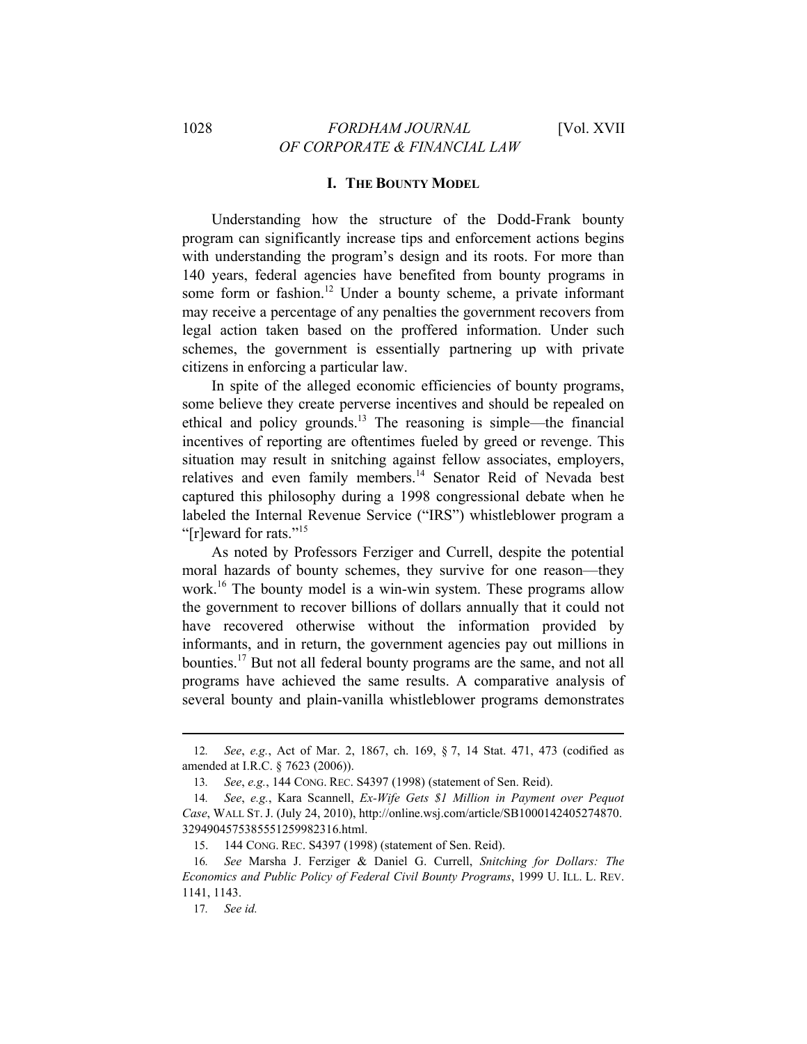## I. THE BOUNTY MODEL

Understanding how the structure of the Dodd-Frank bounty program can significantly increase tips and enforcement actions begins with understanding the program's design and its roots. For more than 140 years, federal agencies have benefited from bounty programs in some form or fashion.[12] Under a bounty scheme, a private informant may receive a percentage of any penalties the government recovers from legal action taken based on the proffered information. Under such schemes, the government is essentially partnering up with private citizens in enforcing a particular law.

In spite of the alleged economic efficiencies of bounty programs, some believe they create perverse incentives and should be repealed on ethical and policy grounds.[13] The reasoning is simple—the financial incentives of reporting are oftentimes fueled by greed or revenge. This situation may result in snitching against fellow associates, employers, relatives and even family members.[14] Senator Reid of Nevada best captured this philosophy during a 1998 congressional debate when he labeled the Internal Revenue Service ("IRS") whistleblower program a "[r]eward for rats."[15]

As noted by Professors Ferziger and Currell, despite the potential moral hazards of bounty schemes, they survive for one reason—they work.[16] The bounty model is a win-win system. These programs allow the government to recover billions of dollars annually that it could not have recovered otherwise without the information provided by informants, and in return, the government agencies pay out millions in bounties.[17] But not all federal bounty programs are the same, and not all programs have achieved the same results. A comparative analysis of several bounty and plain-vanilla whistleblower programs demonstrates

---

12. *See*, *e.g.*, Act of Mar. 2, 1867, ch. 169, § 7, 14 Stat. 471, 473 (codified as amended at I.R.C. § 7623 (2006)).

13. *See*, *e.g.*, 144 CONG. REC. S4397 (1998) (statement of Sen. Reid).

14. *See*, *e.g.*, Kara Scannell, *Ex-Wife Gets $1 Million in Payment over Pequot Case*, WALL ST. J. (July 24, 2010), http://online.wsj.com/article/SB1000142405274870.3294904575385551259982316.html.

15. 144 CONG. REC. S4397 (1998) (statement of Sen. Reid).

16. *See* Marsha J. Ferziger & Daniel G. Currell, *Snitching for Dollars: The Economics and Public Policy of Federal Civil Bounty Programs*, 1999 U. ILL. L. REV. 1141, 1143.

17. *See id.*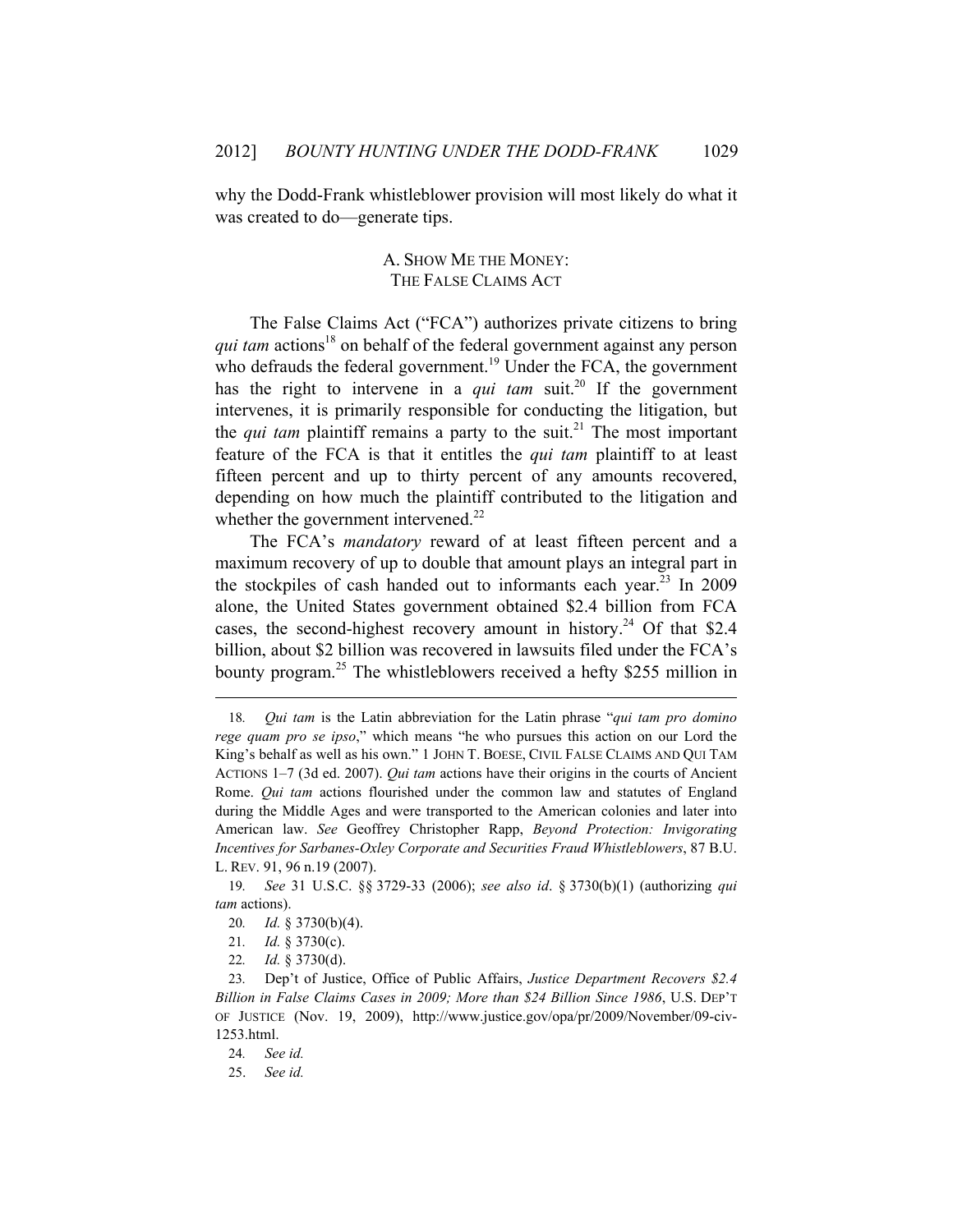why the Dodd-Frank whistleblower provision will most likely do what it was created to do—generate tips.

### A. Show Me the Money: The False Claims Act

The False Claims Act ("FCA") authorizes private citizens to bring *qui tam* actions[18] on behalf of the federal government against any person who defrauds the federal government.[19] Under the FCA, the government has the right to intervene in a *qui tam* suit.[20] If the government intervenes, it is primarily responsible for conducting the litigation, but the *qui tam* plaintiff remains a party to the suit.[21] The most important feature of the FCA is that it entitles the *qui tam* plaintiff to at least fifteen percent and up to thirty percent of any amounts recovered, depending on how much the plaintiff contributed to the litigation and whether the government intervened.[22]

The FCA's *mandatory* reward of at least fifteen percent and a maximum recovery of up to double that amount plays an integral part in the stockpiles of cash handed out to informants each year.[23] In 2009 alone, the United States government obtained $2.4 billion from FCA cases, the second-highest recovery amount in history.[24] Of that $2.4 billion, about $2 billion was recovered in lawsuits filed under the FCA's bounty program.[25] The whistleblowers received a hefty $255 million in

---

18. *Qui tam* is the Latin abbreviation for the Latin phrase "*qui tam pro domino rege quam pro se ipso*," which means "he who pursues this action on our Lord the King's behalf as well as his own." 1 JOHN T. BOESE, CIVIL FALSE CLAIMS AND QUI TAM ACTIONS 1–7 (3d ed. 2007). *Qui tam* actions have their origins in the courts of Ancient Rome. *Qui tam* actions flourished under the common law and statutes of England during the Middle Ages and were transported to the American colonies and later into American law. *See* Geoffrey Christopher Rapp, *Beyond Protection: Invigorating Incentives for Sarbanes-Oxley Corporate and Securities Fraud Whistleblowers*, 87 B.U. L. REV. 91, 96 n.19 (2007).

19. *See* 31 U.S.C. §§ 3729-33 (2006); *see also id*. § 3730(b)(1) (authorizing *qui tam* actions).

20. *Id.* § 3730(b)(4).

21. *Id.* § 3730(c).

22. *Id.* § 3730(d).

23. Dep't of Justice, Office of Public Affairs, *Justice Department Recovers $2.4 Billion in False Claims Cases in 2009; More than $24 Billion Since 1986*, U.S. DEP'T OF JUSTICE (Nov. 19, 2009), http://www.justice.gov/opa/pr/2009/November/09-civ-1253.html.

24. *See id.*

25. *See id.*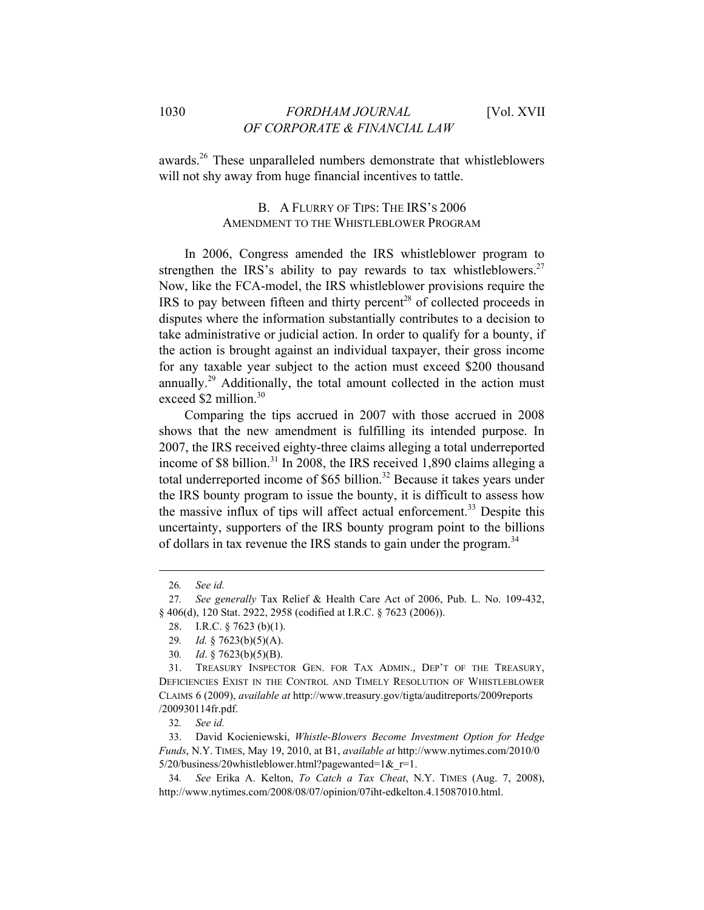awards.[26] These unparalleled numbers demonstrate that whistleblowers will not shy away from huge financial incentives to tattle.

### B. A FLURRY OF TIPS: THE IRS'S 2006 AMENDMENT TO THE WHISTLEBLOWER PROGRAM

In 2006, Congress amended the IRS whistleblower program to strengthen the IRS's ability to pay rewards to tax whistleblowers.[27] Now, like the FCA-model, the IRS whistleblower provisions require the IRS to pay between fifteen and thirty percent[28] of collected proceeds in disputes where the information substantially contributes to a decision to take administrative or judicial action. In order to qualify for a bounty, if the action is brought against an individual taxpayer, their gross income for any taxable year subject to the action must exceed $200 thousand annually.[29] Additionally, the total amount collected in the action must exceed $2 million.[30]

Comparing the tips accrued in 2007 with those accrued in 2008 shows that the new amendment is fulfilling its intended purpose. In 2007, the IRS received eighty-three claims alleging a total underreported income of $8 billion.[31] In 2008, the IRS received 1,890 claims alleging a total underreported income of $65 billion.[32] Because it takes years under the IRS bounty program to issue the bounty, it is difficult to assess how the massive influx of tips will affect actual enforcement.[33] Despite this uncertainty, supporters of the IRS bounty program point to the billions of dollars in tax revenue the IRS stands to gain under the program.[34]

---

26. *See id.*

27. *See generally* Tax Relief & Health Care Act of 2006, Pub. L. No. 109-432, § 406(d), 120 Stat. 2922, 2958 (codified at I.R.C. § 7623 (2006)).

28. I.R.C. § 7623 (b)(1).

29. *Id.* § 7623(b)(5)(A).

30. *Id*. § 7623(b)(5)(B).

31. TREASURY INSPECTOR GEN. FOR TAX ADMIN., DEP'T OF THE TREASURY, DEFICIENCIES EXIST IN THE CONTROL AND TIMELY RESOLUTION OF WHISTLEBLOWER CLAIMS 6 (2009), *available at* http://www.treasury.gov/tigta/auditreports/2009reports/200930114fr.pdf.

32. *See id.*

33. David Kocieniewski, *Whistle-Blowers Become Investment Option for Hedge Funds*, N.Y. TIMES, May 19, 2010, at B1, *available at* http://www.nytimes.com/2010/05/20/business/20whistleblower.html?pagewanted=1&_r=1.

34. *See* Erika A. Kelton, *To Catch a Tax Cheat*, N.Y. TIMES (Aug. 7, 2008), http://www.nytimes.com/2008/08/07/opinion/07iht-edkelton.4.15087010.html.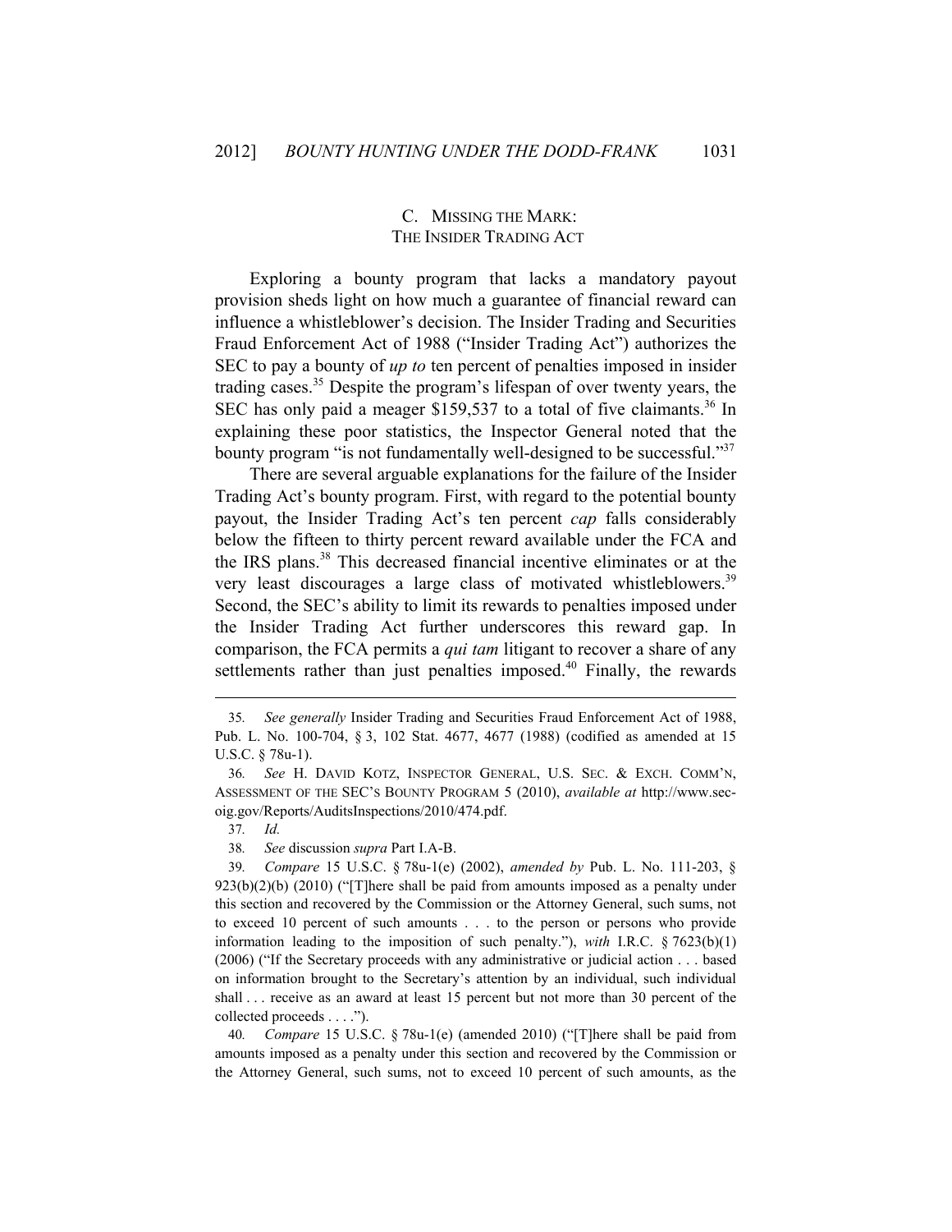### C. MISSING THE MARK: THE INSIDER TRADING ACT

Exploring a bounty program that lacks a mandatory payout provision sheds light on how much a guarantee of financial reward can influence a whistleblower's decision. The Insider Trading and Securities Fraud Enforcement Act of 1988 ("Insider Trading Act") authorizes the SEC to pay a bounty of *up to* ten percent of penalties imposed in insider trading cases.[35] Despite the program's lifespan of over twenty years, the SEC has only paid a meager $159,537 to a total of five claimants.[36] In explaining these poor statistics, the Inspector General noted that the bounty program "is not fundamentally well-designed to be successful."[37]

There are several arguable explanations for the failure of the Insider Trading Act's bounty program. First, with regard to the potential bounty payout, the Insider Trading Act's ten percent *cap* falls considerably below the fifteen to thirty percent reward available under the FCA and the IRS plans.[38] This decreased financial incentive eliminates or at the very least discourages a large class of motivated whistleblowers.[39] Second, the SEC's ability to limit its rewards to penalties imposed under the Insider Trading Act further underscores this reward gap. In comparison, the FCA permits a *qui tam* litigant to recover a share of any settlements rather than just penalties imposed.[40] Finally, the rewards

---

35. *See generally* Insider Trading and Securities Fraud Enforcement Act of 1988, Pub. L. No. 100-704, § 3, 102 Stat. 4677, 4677 (1988) (codified as amended at 15 U.S.C. § 78u-1).

36. *See* H. DAVID KOTZ, INSPECTOR GENERAL, U.S. SEC. & EXCH. COMM'N, ASSESSMENT OF THE SEC'S BOUNTY PROGRAM 5 (2010), *available at* http://www.sec-oig.gov/Reports/AuditsInspections/2010/474.pdf.

37. *Id.*

38. *See* discussion *supra* Part I.A-B.

39. *Compare* 15 U.S.C. § 78u-1(e) (2002), *amended by* Pub. L. No. 111-203, § 923(b)(2)(b) (2010) ("[T]here shall be paid from amounts imposed as a penalty under this section and recovered by the Commission or the Attorney General, such sums, not to exceed 10 percent of such amounts . . . to the person or persons who provide information leading to the imposition of such penalty."), *with* I.R.C. § 7623(b)(1) (2006) ("If the Secretary proceeds with any administrative or judicial action . . . based on information brought to the Secretary's attention by an individual, such individual shall . . . receive as an award at least 15 percent but not more than 30 percent of the collected proceeds . . . .").

40. *Compare* 15 U.S.C. § 78u-1(e) (amended 2010) ("[T]here shall be paid from amounts imposed as a penalty under this section and recovered by the Commission or the Attorney General, such sums, not to exceed 10 percent of such amounts, as the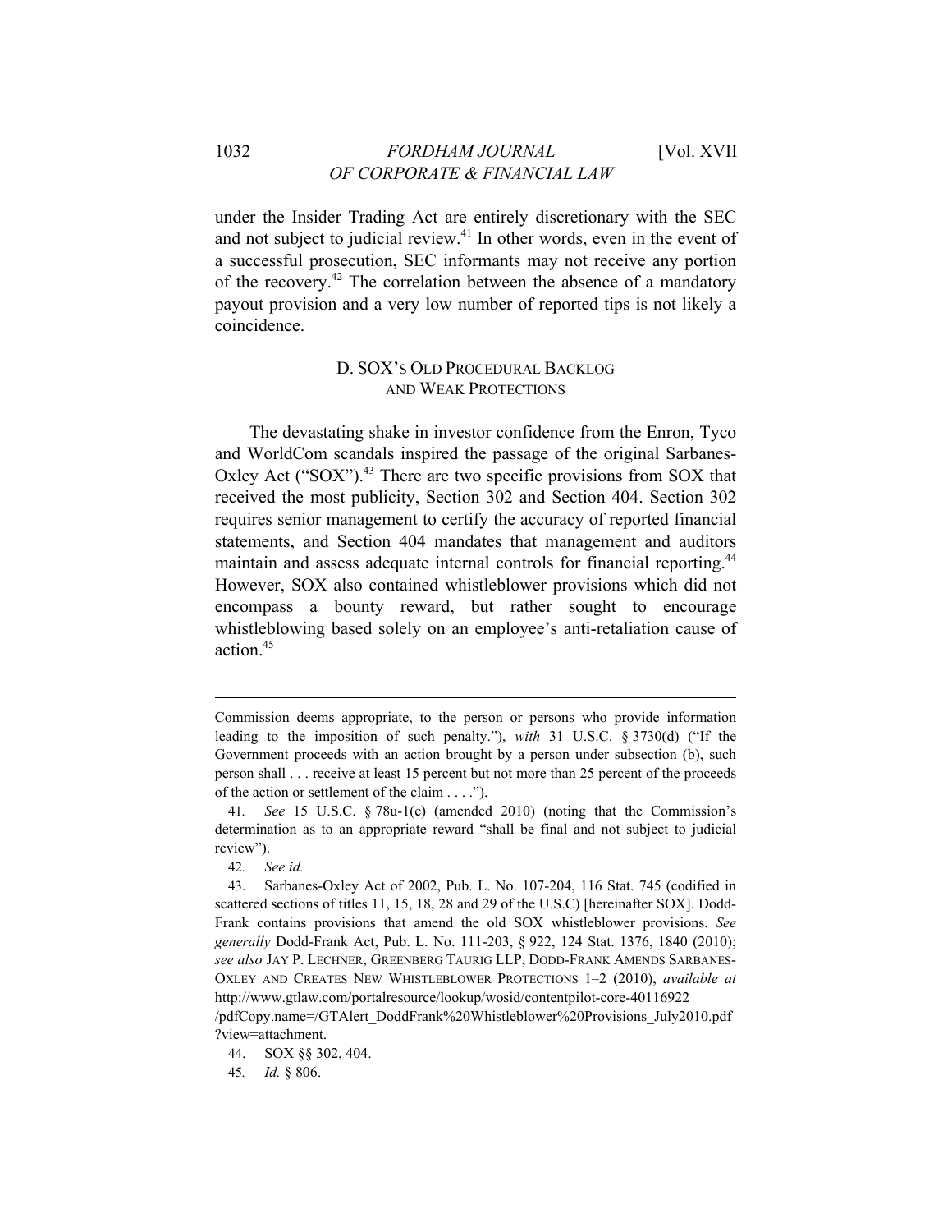under the Insider Trading Act are entirely discretionary with the SEC and not subject to judicial review.[41] In other words, even in the event of a successful prosecution, SEC informants may not receive any portion of the recovery.[42] The correlation between the absence of a mandatory payout provision and a very low number of reported tips is not likely a coincidence.

### D. SOX'S OLD PROCEDURAL BACKLOG AND WEAK PROTECTIONS

The devastating shake in investor confidence from the Enron, Tyco and WorldCom scandals inspired the passage of the original Sarbanes-Oxley Act ("SOX").[43] There are two specific provisions from SOX that received the most publicity, Section 302 and Section 404. Section 302 requires senior management to certify the accuracy of reported financial statements, and Section 404 mandates that management and auditors maintain and assess adequate internal controls for financial reporting.[44] However, SOX also contained whistleblower provisions which did not encompass a bounty reward, but rather sought to encourage whistleblowing based solely on an employee's anti-retaliation cause of action.[45]

---

Commission deems appropriate, to the person or persons who provide information leading to the imposition of such penalty."), *with* 31 U.S.C. § 3730(d) ("If the Government proceeds with an action brought by a person under subsection (b), such person shall . . . receive at least 15 percent but not more than 25 percent of the proceeds of the action or settlement of the claim . . . .").

41. *See* 15 U.S.C. § 78u-1(e) (amended 2010) (noting that the Commission's determination as to an appropriate reward "shall be final and not subject to judicial review").

42. *See id.*

43. Sarbanes-Oxley Act of 2002, Pub. L. No. 107-204, 116 Stat. 745 (codified in scattered sections of titles 11, 15, 18, 28 and 29 of the U.S.C) [hereinafter SOX]. Dodd-Frank contains provisions that amend the old SOX whistleblower provisions. *See generally* Dodd-Frank Act, Pub. L. No. 111-203, § 922, 124 Stat. 1376, 1840 (2010); *see also* JAY P. LECHNER, GREENBERG TAURIG LLP, DODD-FRANK AMENDS SARBANES-OXLEY AND CREATES NEW WHISTLEBLOWER PROTECTIONS 1–2 (2010), *available at* http://www.gtlaw.com/portalresource/lookup/wosid/contentpilot-core-40116922/pdfCopy.name=/GTAlert_DoddFrank%20Whistleblower%20Provisions_July2010.pdf?view=attachment.

44. SOX §§ 302, 404.

45. *Id.* § 806.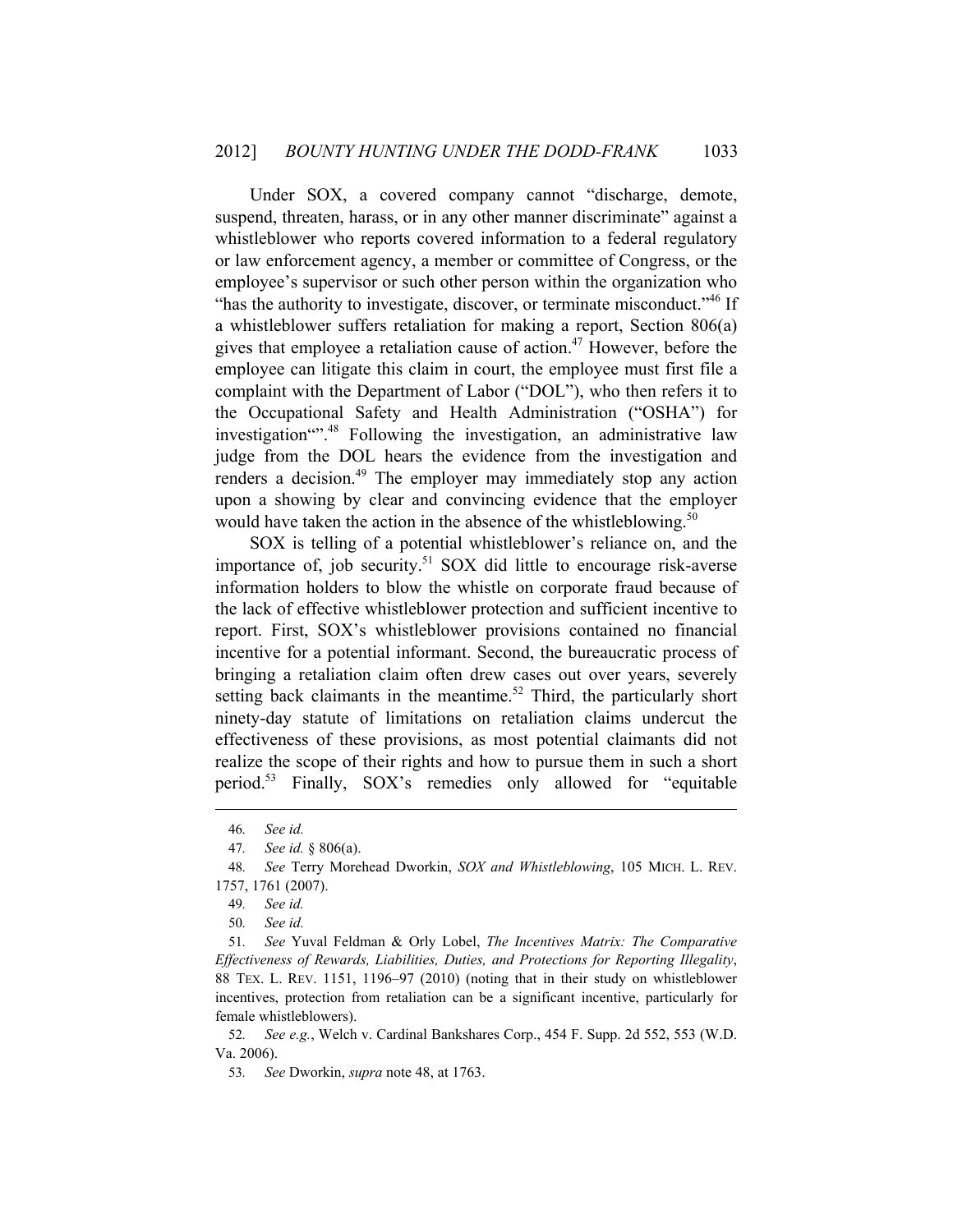Under SOX, a covered company cannot "discharge, demote, suspend, threaten, harass, or in any other manner discriminate" against a whistleblower who reports covered information to a federal regulatory or law enforcement agency, a member or committee of Congress, or the employee's supervisor or such other person within the organization who "has the authority to investigate, discover, or terminate misconduct."[46] If a whistleblower suffers retaliation for making a report, Section 806(a) gives that employee a retaliation cause of action.[47] However, before the employee can litigate this claim in court, the employee must first file a complaint with the Department of Labor ("DOL"), who then refers it to the Occupational Safety and Health Administration ("OSHA") for investigation"".[48] Following the investigation, an administrative law judge from the DOL hears the evidence from the investigation and renders a decision.[49] The employer may immediately stop any action upon a showing by clear and convincing evidence that the employer would have taken the action in the absence of the whistleblowing.[50]

SOX is telling of a potential whistleblower's reliance on, and the importance of, job security.[51] SOX did little to encourage risk-averse information holders to blow the whistle on corporate fraud because of the lack of effective whistleblower protection and sufficient incentive to report. First, SOX's whistleblower provisions contained no financial incentive for a potential informant. Second, the bureaucratic process of bringing a retaliation claim often drew cases out over years, severely setting back claimants in the meantime.[52] Third, the particularly short ninety-day statute of limitations on retaliation claims undercut the effectiveness of these provisions, as most potential claimants did not realize the scope of their rights and how to pursue them in such a short period.[53] Finally, SOX's remedies only allowed for "equitable

---

46. *See id.*

47. *See id.* § 806(a).

48. *See* Terry Morehead Dworkin, *SOX and Whistleblowing*, 105 MICH. L. REV. 1757, 1761 (2007).

49. *See id.*

50. *See id.*

51. *See* Yuval Feldman & Orly Lobel, *The Incentives Matrix: The Comparative Effectiveness of Rewards, Liabilities, Duties, and Protections for Reporting Illegality*, 88 TEX. L. REV. 1151, 1196–97 (2010) (noting that in their study on whistleblower incentives, protection from retaliation can be a significant incentive, particularly for female whistleblowers).

52. *See e.g.*, Welch v. Cardinal Bankshares Corp., 454 F. Supp. 2d 552, 553 (W.D. Va. 2006).

53. *See* Dworkin, *supra* note 48, at 1763.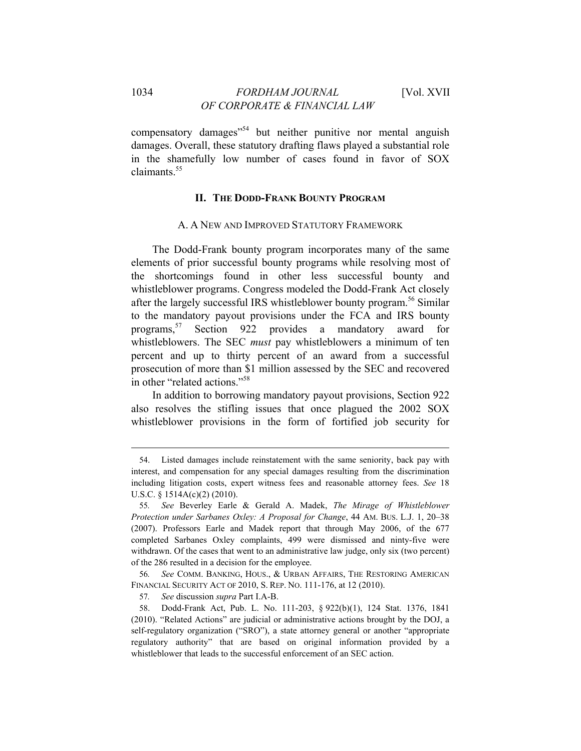compensatory damages"[54] but neither punitive nor mental anguish damages. Overall, these statutory drafting flaws played a substantial role in the shamefully low number of cases found in favor of SOX claimants.[55]

## II. THE DODD-FRANK BOUNTY PROGRAM

### A. A NEW AND IMPROVED STATUTORY FRAMEWORK

The Dodd-Frank bounty program incorporates many of the same elements of prior successful bounty programs while resolving most of the shortcomings found in other less successful bounty and whistleblower programs. Congress modeled the Dodd-Frank Act closely after the largely successful IRS whistleblower bounty program.[56] Similar to the mandatory payout provisions under the FCA and IRS bounty programs,[57] Section 922 provides a mandatory award for whistleblowers. The SEC *must* pay whistleblowers a minimum of ten percent and up to thirty percent of an award from a successful prosecution of more than $1 million assessed by the SEC and recovered in other "related actions."[58]

In addition to borrowing mandatory payout provisions, Section 922 also resolves the stifling issues that once plagued the 2002 SOX whistleblower provisions in the form of fortified job security for

---

54. Listed damages include reinstatement with the same seniority, back pay with interest, and compensation for any special damages resulting from the discrimination including litigation costs, expert witness fees and reasonable attorney fees. *See* 18 U.S.C. § 1514A(c)(2) (2010).

55. *See* Beverley Earle & Gerald A. Madek, *The Mirage of Whistleblower Protection under Sarbanes Oxley: A Proposal for Change*, 44 AM. BUS. L.J. 1, 20–38 (2007). Professors Earle and Madek report that through May 2006, of the 677 completed Sarbanes Oxley complaints, 499 were dismissed and ninty-five were withdrawn. Of the cases that went to an administrative law judge, only six (two percent) of the 286 resulted in a decision for the employee.

56. *See* COMM. BANKING, HOUS., & URBAN AFFAIRS, THE RESTORING AMERICAN FINANCIAL SECURITY ACT OF 2010, S. REP. NO. 111-176, at 12 (2010).

57. *See* discussion *supra* Part I.A-B.

58. Dodd-Frank Act, Pub. L. No. 111-203, § 922(b)(1), 124 Stat. 1376, 1841 (2010). "Related Actions" are judicial or administrative actions brought by the DOJ, a self-regulatory organization ("SRO"), a state attorney general or another "appropriate regulatory authority" that are based on original information provided by a whistleblower that leads to the successful enforcement of an SEC action.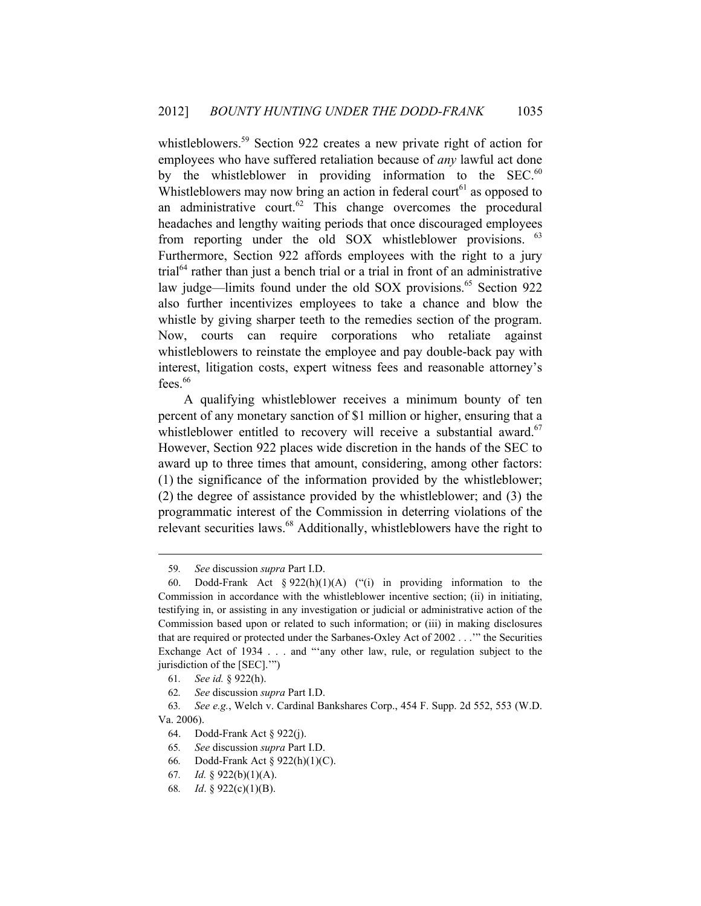whistleblowers.[59] Section 922 creates a new private right of action for employees who have suffered retaliation because of *any* lawful act done by the whistleblower in providing information to the SEC.[60] Whistleblowers may now bring an action in federal court[61] as opposed to an administrative court.[62] This change overcomes the procedural headaches and lengthy waiting periods that once discouraged employees from reporting under the old SOX whistleblower provisions.[63] Furthermore, Section 922 affords employees with the right to a jury trial[64] rather than just a bench trial or a trial in front of an administrative law judge—limits found under the old SOX provisions.[65] Section 922 also further incentivizes employees to take a chance and blow the whistle by giving sharper teeth to the remedies section of the program. Now, courts can require corporations who retaliate against whistleblowers to reinstate the employee and pay double-back pay with interest, litigation costs, expert witness fees and reasonable attorney's fees.[66]

A qualifying whistleblower receives a minimum bounty of ten percent of any monetary sanction of $1 million or higher, ensuring that a whistleblower entitled to recovery will receive a substantial award.[67] However, Section 922 places wide discretion in the hands of the SEC to award up to three times that amount, considering, among other factors: (1) the significance of the information provided by the whistleblower; (2) the degree of assistance provided by the whistleblower; and (3) the programmatic interest of the Commission in deterring violations of the relevant securities laws.[68] Additionally, whistleblowers have the right to

---

59. *See* discussion *supra* Part I.D.

60. Dodd-Frank Act § 922(h)(1)(A) ("(i) in providing information to the Commission in accordance with the whistleblower incentive section; (ii) in initiating, testifying in, or assisting in any investigation or judicial or administrative action of the Commission based upon or related to such information; or (iii) in making disclosures that are required or protected under the Sarbanes-Oxley Act of 2002 . . .'" the Securities Exchange Act of 1934 . . . and "'any other law, rule, or regulation subject to the jurisdiction of the [SEC].'")

61. *See id.* § 922(h).

62. *See* discussion *supra* Part I.D.

63. *See e.g.*, Welch v. Cardinal Bankshares Corp., 454 F. Supp. 2d 552, 553 (W.D. Va. 2006).

64. Dodd-Frank Act § 922(j).

65. *See* discussion *supra* Part I.D.

66. Dodd-Frank Act § 922(h)(1)(C).

67. *Id.* § 922(b)(1)(A).

68. *Id*. § 922(c)(1)(B).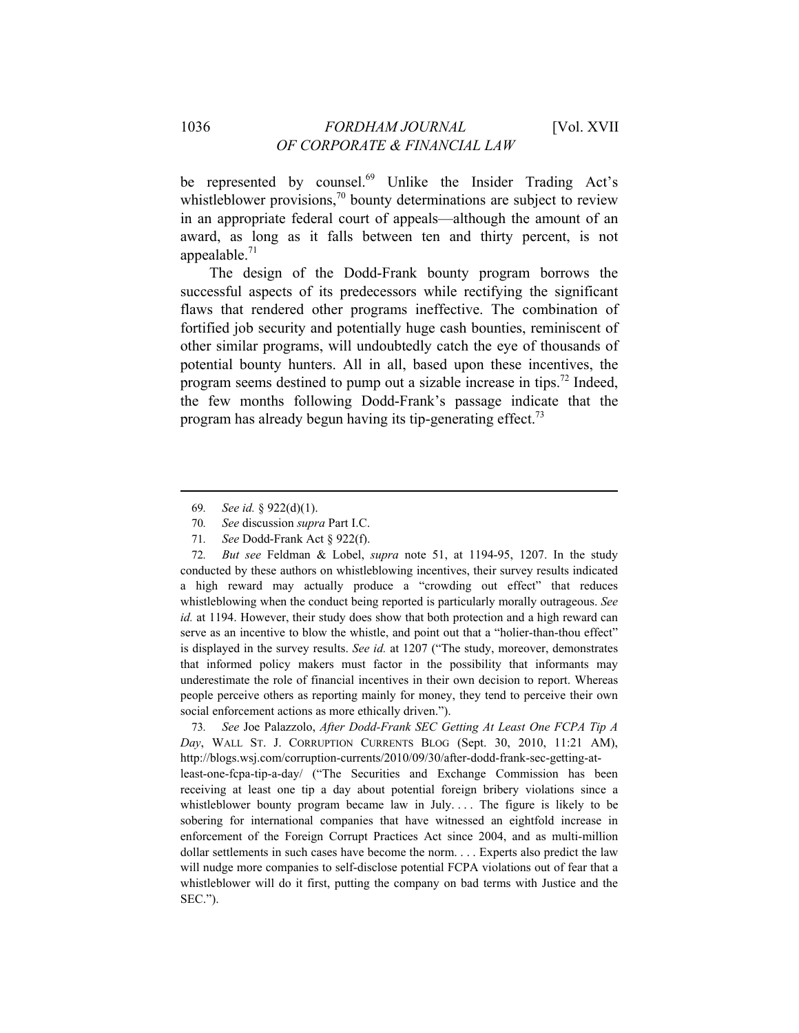be represented by counsel.[69] Unlike the Insider Trading Act's whistleblower provisions,[70] bounty determinations are subject to review in an appropriate federal court of appeals—although the amount of an award, as long as it falls between ten and thirty percent, is not appealable.[71]

The design of the Dodd-Frank bounty program borrows the successful aspects of its predecessors while rectifying the significant flaws that rendered other programs ineffective. The combination of fortified job security and potentially huge cash bounties, reminiscent of other similar programs, will undoubtedly catch the eye of thousands of potential bounty hunters. All in all, based upon these incentives, the program seems destined to pump out a sizable increase in tips.[72] Indeed, the few months following Dodd-Frank's passage indicate that the program has already begun having its tip-generating effect.[73]

---

69. *See id.* § 922(d)(1).

70. *See* discussion *supra* Part I.C.

71. *See* Dodd-Frank Act § 922(f).

72. *But see* Feldman & Lobel, *supra* note 51, at 1194-95, 1207. In the study conducted by these authors on whistleblowing incentives, their survey results indicated a high reward may actually produce a "crowding out effect" that reduces whistleblowing when the conduct being reported is particularly morally outrageous. *See id.* at 1194. However, their study does show that both protection and a high reward can serve as an incentive to blow the whistle, and point out that a "holier-than-thou effect" is displayed in the survey results. *See id.* at 1207 ("The study, moreover, demonstrates that informed policy makers must factor in the possibility that informants may underestimate the role of financial incentives in their own decision to report. Whereas people perceive others as reporting mainly for money, they tend to perceive their own social enforcement actions as more ethically driven.").

73. *See* Joe Palazzolo, *After Dodd-Frank SEC Getting At Least One FCPA Tip A Day*, WALL ST. J. CORRUPTION CURRENTS BLOG (Sept. 30, 2010, 11:21 AM), http://blogs.wsj.com/corruption-currents/2010/09/30/after-dodd-frank-sec-getting-at-least-one-fcpa-tip-a-day/ ("The Securities and Exchange Commission has been receiving at least one tip a day about potential foreign bribery violations since a whistleblower bounty program became law in July. . . . The figure is likely to be sobering for international companies that have witnessed an eightfold increase in enforcement of the Foreign Corrupt Practices Act since 2004, and as multi-million dollar settlements in such cases have become the norm. . . . Experts also predict the law will nudge more companies to self-disclose potential FCPA violations out of fear that a whistleblower will do it first, putting the company on bad terms with Justice and the SEC.").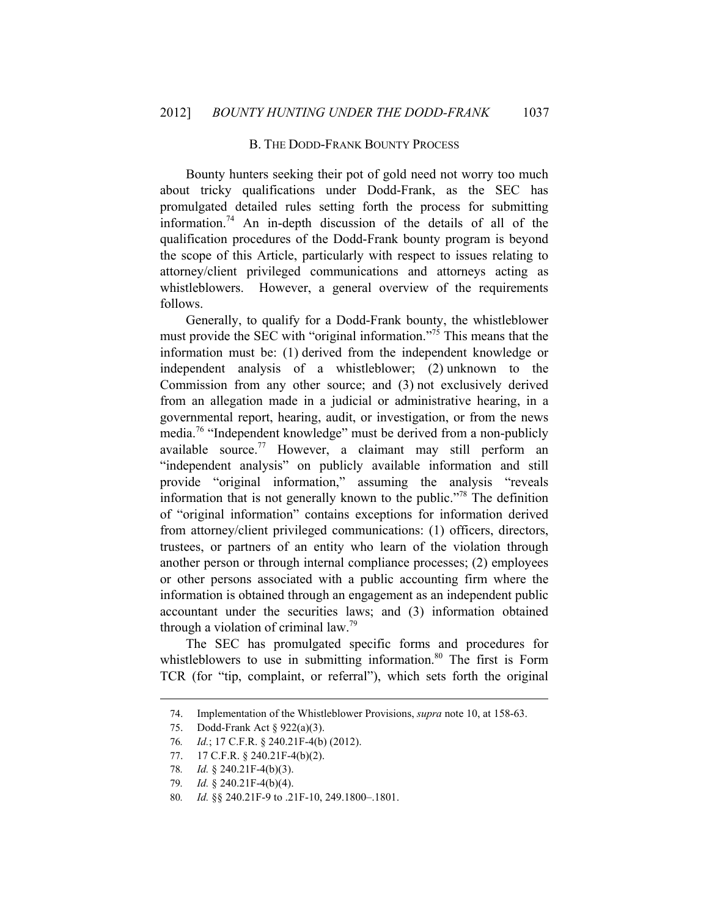### B. THE DODD-FRANK BOUNTY PROCESS

Bounty hunters seeking their pot of gold need not worry too much about tricky qualifications under Dodd-Frank, as the SEC has promulgated detailed rules setting forth the process for submitting information.[74] An in-depth discussion of the details of all of the qualification procedures of the Dodd-Frank bounty program is beyond the scope of this Article, particularly with respect to issues relating to attorney/client privileged communications and attorneys acting as whistleblowers. However, a general overview of the requirements follows.

Generally, to qualify for a Dodd-Frank bounty, the whistleblower must provide the SEC with "original information."[75] This means that the information must be: (1) derived from the independent knowledge or independent analysis of a whistleblower; (2) unknown to the Commission from any other source; and (3) not exclusively derived from an allegation made in a judicial or administrative hearing, in a governmental report, hearing, audit, or investigation, or from the news media.[76] "Independent knowledge" must be derived from a non-publicly available source.[77] However, a claimant may still perform an "independent analysis" on publicly available information and still provide "original information," assuming the analysis "reveals information that is not generally known to the public."[78] The definition of "original information" contains exceptions for information derived from attorney/client privileged communications: (1) officers, directors, trustees, or partners of an entity who learn of the violation through another person or through internal compliance processes; (2) employees or other persons associated with a public accounting firm where the information is obtained through an engagement as an independent public accountant under the securities laws; and (3) information obtained through a violation of criminal law.[79]

The SEC has promulgated specific forms and procedures for whistleblowers to use in submitting information.[80] The first is Form TCR (for "tip, complaint, or referral"), which sets forth the original

---

74. Implementation of the Whistleblower Provisions, *supra* note 10, at 158-63.

75. Dodd-Frank Act § 922(a)(3).

76. *Id.*; 17 C.F.R. § 240.21F-4(b) (2012).

77. 17 C.F.R. § 240.21F-4(b)(2).

78. *Id.* § 240.21F-4(b)(3).

79. *Id.* § 240.21F-4(b)(4).

80. *Id.* §§ 240.21F-9 to .21F-10, 249.1800–.1801.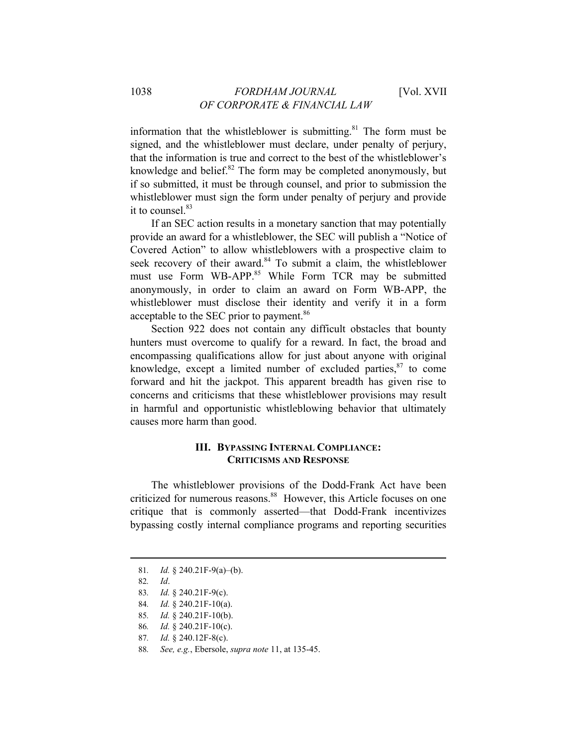information that the whistleblower is submitting.[81] The form must be signed, and the whistleblower must declare, under penalty of perjury, that the information is true and correct to the best of the whistleblower's knowledge and belief.[82] The form may be completed anonymously, but if so submitted, it must be through counsel, and prior to submission the whistleblower must sign the form under penalty of perjury and provide it to counsel.[83]

If an SEC action results in a monetary sanction that may potentially provide an award for a whistleblower, the SEC will publish a "Notice of Covered Action" to allow whistleblowers with a prospective claim to seek recovery of their award.[84] To submit a claim, the whistleblower must use Form WB-APP.[85] While Form TCR may be submitted anonymously, in order to claim an award on Form WB-APP, the whistleblower must disclose their identity and verify it in a form acceptable to the SEC prior to payment.[86]

Section 922 does not contain any difficult obstacles that bounty hunters must overcome to qualify for a reward. In fact, the broad and encompassing qualifications allow for just about anyone with original knowledge, except a limited number of excluded parties,[87] to come forward and hit the jackpot. This apparent breadth has given rise to concerns and criticisms that these whistleblower provisions may result in harmful and opportunistic whistleblowing behavior that ultimately causes more harm than good.

## III. Bypassing Internal Compliance: Criticisms and Response

The whistleblower provisions of the Dodd-Frank Act have been criticized for numerous reasons.[88] However, this Article focuses on one critique that is commonly asserted—that Dodd-Frank incentivizes bypassing costly internal compliance programs and reporting securities

---

81. *Id.* § 240.21F-9(a)–(b).

82. *Id*.

83. *Id.* § 240.21F-9(c).

84. *Id.* § 240.21F-10(a).

85. *Id.* § 240.21F-10(b).

86. *Id.* § 240.21F-10(c).

87. *Id.* § 240.12F-8(c).

88. *See, e.g.*, Ebersole, *supra note* 11, at 135-45.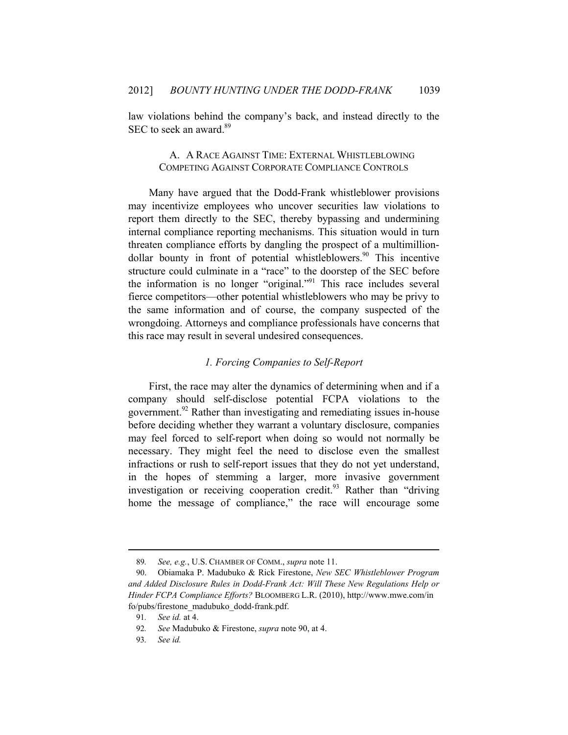law violations behind the company's back, and instead directly to the SEC to seek an award.[89]

### A. A Race Against Time: External Whistleblowing Competing Against Corporate Compliance Controls

Many have argued that the Dodd-Frank whistleblower provisions may incentivize employees who uncover securities law violations to report them directly to the SEC, thereby bypassing and undermining internal compliance reporting mechanisms. This situation would in turn threaten compliance efforts by dangling the prospect of a multimillion-dollar bounty in front of potential whistleblowers.[90] This incentive structure could culminate in a "race" to the doorstep of the SEC before the information is no longer "original."[91] This race includes several fierce competitors—other potential whistleblowers who may be privy to the same information and of course, the company suspected of the wrongdoing. Attorneys and compliance professionals have concerns that this race may result in several undesired consequences.

#### *1. Forcing Companies to Self-Report*

First, the race may alter the dynamics of determining when and if a company should self-disclose potential FCPA violations to the government.[92] Rather than investigating and remediating issues in-house before deciding whether they warrant a voluntary disclosure, companies may feel forced to self-report when doing so would not normally be necessary. They might feel the need to disclose even the smallest infractions or rush to self-report issues that they do not yet understand, in the hopes of stemming a larger, more invasive government investigation or receiving cooperation credit.[93] Rather than "driving home the message of compliance," the race will encourage some

---

89. *See, e.g.*, U.S. CHAMBER OF COMM., *supra* note 11.

90. Obiamaka P. Madubuko & Rick Firestone, *New SEC Whistleblower Program and Added Disclosure Rules in Dodd-Frank Act: Will These New Regulations Help or Hinder FCPA Compliance Efforts?* BLOOMBERG L.R. (2010), http://www.mwe.com/info/pubs/firestone_madubuko_dodd-frank.pdf.

91. *See id.* at 4.

92. *See* Madubuko & Firestone, *supra* note 90, at 4.

93. *See id.*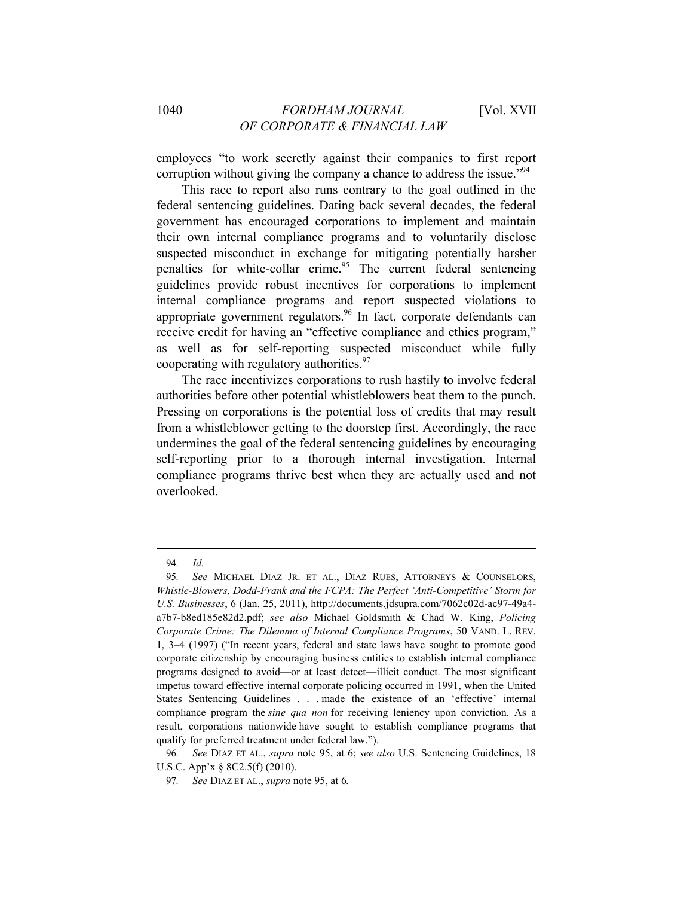employees "to work secretly against their companies to first report corruption without giving the company a chance to address the issue."[94]

This race to report also runs contrary to the goal outlined in the federal sentencing guidelines. Dating back several decades, the federal government has encouraged corporations to implement and maintain their own internal compliance programs and to voluntarily disclose suspected misconduct in exchange for mitigating potentially harsher penalties for white-collar crime.[95] The current federal sentencing guidelines provide robust incentives for corporations to implement internal compliance programs and report suspected violations to appropriate government regulators.[96] In fact, corporate defendants can receive credit for having an "effective compliance and ethics program," as well as for self-reporting suspected misconduct while fully cooperating with regulatory authorities.[97]

The race incentivizes corporations to rush hastily to involve federal authorities before other potential whistleblowers beat them to the punch. Pressing on corporations is the potential loss of credits that may result from a whistleblower getting to the doorstep first. Accordingly, the race undermines the goal of the federal sentencing guidelines by encouraging self-reporting prior to a thorough internal investigation. Internal compliance programs thrive best when they are actually used and not overlooked.

---

94. *Id.*

95. *See* MICHAEL DIAZ JR. ET AL., DIAZ RUES, ATTORNEYS & COUNSELORS, *Whistle-Blowers, Dodd-Frank and the FCPA: The Perfect 'Anti-Competitive' Storm for U.S. Businesses*, 6 (Jan. 25, 2011), http://documents.jdsupra.com/7062c02d-ac97-49a4-a7b7-b8ed185e82d2.pdf; *see also* Michael Goldsmith & Chad W. King, *Policing Corporate Crime: The Dilemma of Internal Compliance Programs*, 50 VAND. L. REV. 1, 3–4 (1997) ("In recent years, federal and state laws have sought to promote good corporate citizenship by encouraging business entities to establish internal compliance programs designed to avoid—or at least detect—illicit conduct. The most significant impetus toward effective internal corporate policing occurred in 1991, when the United States Sentencing Guidelines . . . made the existence of an 'effective' internal compliance program the *sine qua non* for receiving leniency upon conviction. As a result, corporations nationwide have sought to establish compliance programs that qualify for preferred treatment under federal law.").

96. *See* DIAZ ET AL., *supra* note 95, at 6; *see also* U.S. Sentencing Guidelines, 18 U.S.C. App'x § 8C2.5(f) (2010).

97. *See* DIAZ ET AL., *supra* note 95, at 6.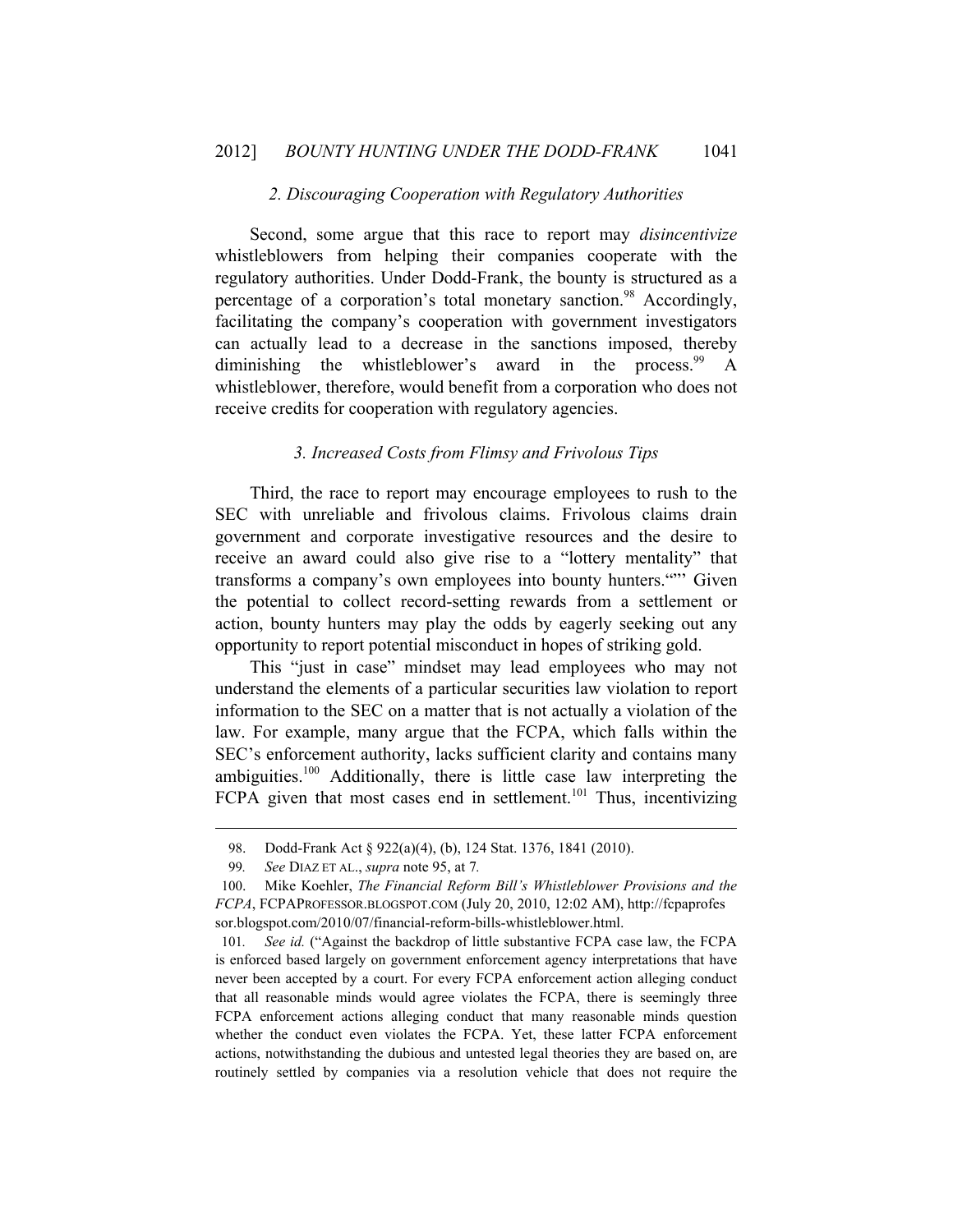### *2. Discouraging Cooperation with Regulatory Authorities*

Second, some argue that this race to report may *disincentivize* whistleblowers from helping their companies cooperate with the regulatory authorities. Under Dodd-Frank, the bounty is structured as a percentage of a corporation's total monetary sanction.[98] Accordingly, facilitating the company's cooperation with government investigators can actually lead to a decrease in the sanctions imposed, thereby diminishing the whistleblower's award in the process.[99] A whistleblower, therefore, would benefit from a corporation who does not receive credits for cooperation with regulatory agencies.

### *3. Increased Costs from Flimsy and Frivolous Tips*

Third, the race to report may encourage employees to rush to the SEC with unreliable and frivolous claims. Frivolous claims drain government and corporate investigative resources and the desire to receive an award could also give rise to a "lottery mentality" that transforms a company's own employees into bounty hunters."" Given the potential to collect record-setting rewards from a settlement or action, bounty hunters may play the odds by eagerly seeking out any opportunity to report potential misconduct in hopes of striking gold.

This "just in case" mindset may lead employees who may not understand the elements of a particular securities law violation to report information to the SEC on a matter that is not actually a violation of the law. For example, many argue that the FCPA, which falls within the SEC's enforcement authority, lacks sufficient clarity and contains many ambiguities.[100] Additionally, there is little case law interpreting the FCPA given that most cases end in settlement.[101] Thus, incentivizing

---

98. Dodd-Frank Act § 922(a)(4), (b), 124 Stat. 1376, 1841 (2010).

99. *See* DIAZ ET AL., *supra* note 95, at 7*.*

100. Mike Koehler, *The Financial Reform Bill's Whistleblower Provisions and the FCPA*, FCPAPROFESSOR.BLOGSPOT.COM (July 20, 2010, 12:02 AM), http://fcpaprofessor.blogspot.com/2010/07/financial-reform-bills-whistleblower.html.

101. *See id.* ("Against the backdrop of little substantive FCPA case law, the FCPA is enforced based largely on government enforcement agency interpretations that have never been accepted by a court. For every FCPA enforcement action alleging conduct that all reasonable minds would agree violates the FCPA, there is seemingly three FCPA enforcement actions alleging conduct that many reasonable minds question whether the conduct even violates the FCPA. Yet, these latter FCPA enforcement actions, notwithstanding the dubious and untested legal theories they are based on, are routinely settled by companies via a resolution vehicle that does not require the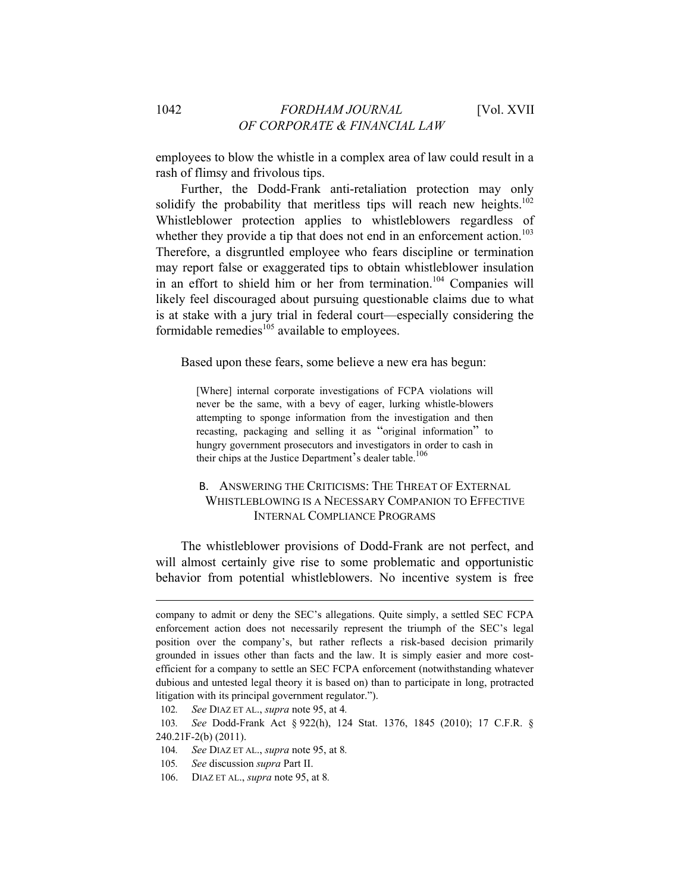employees to blow the whistle in a complex area of law could result in a rash of flimsy and frivolous tips.

Further, the Dodd-Frank anti-retaliation protection may only solidify the probability that meritless tips will reach new heights.[102] Whistleblower protection applies to whistleblowers regardless of whether they provide a tip that does not end in an enforcement action.[103] Therefore, a disgruntled employee who fears discipline or termination may report false or exaggerated tips to obtain whistleblower insulation in an effort to shield him or her from termination.[104] Companies will likely feel discouraged about pursuing questionable claims due to what is at stake with a jury trial in federal court—especially considering the formidable remedies[105] available to employees.

Based upon these fears, some believe a new era has begun:

> [Where] internal corporate investigations of FCPA violations will never be the same, with a bevy of eager, lurking whistle-blowers attempting to sponge information from the investigation and then recasting, packaging and selling it as "original information" to hungry government prosecutors and investigators in order to cash in their chips at the Justice Department's dealer table.[106]

### B. ANSWERING THE CRITICISMS: THE THREAT OF EXTERNAL WHISTLEBLOWING IS A NECESSARY COMPANION TO EFFECTIVE INTERNAL COMPLIANCE PROGRAMS

The whistleblower provisions of Dodd-Frank are not perfect, and will almost certainly give rise to some problematic and opportunistic behavior from potential whistleblowers. No incentive system is free

---

company to admit or deny the SEC's allegations. Quite simply, a settled SEC FCPA enforcement action does not necessarily represent the triumph of the SEC's legal position over the company's, but rather reflects a risk-based decision primarily grounded in issues other than facts and the law. It is simply easier and more cost-efficient for a company to settle an SEC FCPA enforcement (notwithstanding whatever dubious and untested legal theory it is based on) than to participate in long, protracted litigation with its principal government regulator.").

102. *See* DIAZ ET AL., *supra* note 95, at 4.

103. *See* Dodd-Frank Act § 922(h), 124 Stat. 1376, 1845 (2010); 17 C.F.R. § 240.21F-2(b) (2011).

104. *See* DIAZ ET AL., *supra* note 95, at 8.

105. *See* discussion *supra* Part II.

106. DIAZ ET AL., *supra* note 95, at 8.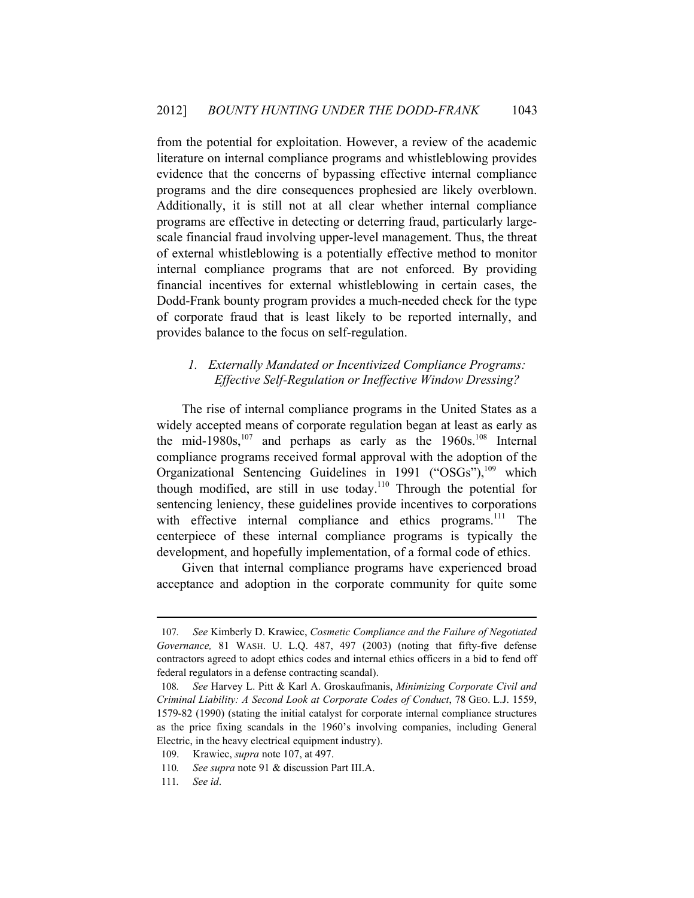from the potential for exploitation. However, a review of the academic literature on internal compliance programs and whistleblowing provides evidence that the concerns of bypassing effective internal compliance programs and the dire consequences prophesied are likely overblown. Additionally, it is still not at all clear whether internal compliance programs are effective in detecting or deterring fraud, particularly large-scale financial fraud involving upper-level management. Thus, the threat of external whistleblowing is a potentially effective method to monitor internal compliance programs that are not enforced. By providing financial incentives for external whistleblowing in certain cases, the Dodd-Frank bounty program provides a much-needed check for the type of corporate fraud that is least likely to be reported internally, and provides balance to the focus on self-regulation.

### *1. Externally Mandated or Incentivized Compliance Programs: Effective Self-Regulation or Ineffective Window Dressing?*

The rise of internal compliance programs in the United States as a widely accepted means of corporate regulation began at least as early as the mid-1980s,[107] and perhaps as early as the 1960s.[108] Internal compliance programs received formal approval with the adoption of the Organizational Sentencing Guidelines in 1991 ("OSGs"),[109] which though modified, are still in use today.[110] Through the potential for sentencing leniency, these guidelines provide incentives to corporations with effective internal compliance and ethics programs.[111] The centerpiece of these internal compliance programs is typically the development, and hopefully implementation, of a formal code of ethics.

Given that internal compliance programs have experienced broad acceptance and adoption in the corporate community for quite some

---

107. *See* Kimberly D. Krawiec, *Cosmetic Compliance and the Failure of Negotiated Governance,* 81 WASH. U. L.Q. 487, 497 (2003) (noting that fifty-five defense contractors agreed to adopt ethics codes and internal ethics officers in a bid to fend off federal regulators in a defense contracting scandal).

108. *See* Harvey L. Pitt & Karl A. Groskaufmanis, *Minimizing Corporate Civil and Criminal Liability: A Second Look at Corporate Codes of Conduct*, 78 GEO. L.J. 1559, 1579-82 (1990) (stating the initial catalyst for corporate internal compliance structures as the price fixing scandals in the 1960's involving companies, including General Electric, in the heavy electrical equipment industry).

109. Krawiec, *supra* note 107, at 497.

110. *See supra* note 91 & discussion Part III.A.

111. *See id*.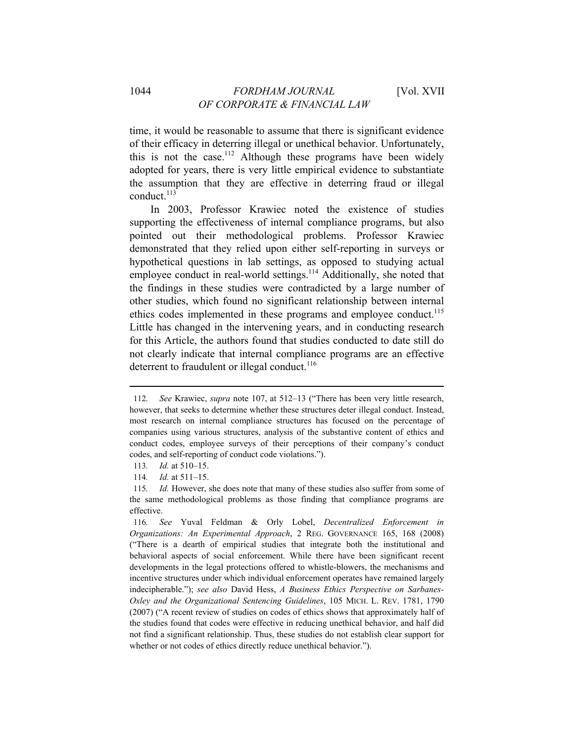time, it would be reasonable to assume that there is significant evidence of their efficacy in deterring illegal or unethical behavior. Unfortunately, this is not the case.[112] Although these programs have been widely adopted for years, there is very little empirical evidence to substantiate the assumption that they are effective in deterring fraud or illegal conduct.[113]

In 2003, Professor Krawiec noted the existence of studies supporting the effectiveness of internal compliance programs, but also pointed out their methodological problems. Professor Krawiec demonstrated that they relied upon either self-reporting in surveys or hypothetical questions in lab settings, as opposed to studying actual employee conduct in real-world settings.[114] Additionally, she noted that the findings in these studies were contradicted by a large number of other studies, which found no significant relationship between internal ethics codes implemented in these programs and employee conduct.[115] Little has changed in the intervening years, and in conducting research for this Article, the authors found that studies conducted to date still do not clearly indicate that internal compliance programs are an effective deterrent to fraudulent or illegal conduct.[116]

---

112. *See* Krawiec, *supra* note 107, at 512–13 ("There has been very little research, however, that seeks to determine whether these structures deter illegal conduct. Instead, most research on internal compliance structures has focused on the percentage of companies using various structures, analysis of the substantive content of ethics and conduct codes, employee surveys of their perceptions of their company's conduct codes, and self-reporting of conduct code violations.").

113. *Id.* at 510–15.

114. *Id.* at 511–15.

115. *Id.* However, she does note that many of these studies also suffer from some of the same methodological problems as those finding that compliance programs are effective.

116. *See* Yuval Feldman & Orly Lobel, *Decentralized Enforcement in Organizations: An Experimental Approach*, 2 REG. GOVERNANCE 165, 168 (2008) ("There is a dearth of empirical studies that integrate both the institutional and behavioral aspects of social enforcement. While there have been significant recent developments in the legal protections offered to whistle-blowers, the mechanisms and incentive structures under which individual enforcement operates have remained largely indecipherable."); *see also* David Hess, *A Business Ethics Perspective on Sarbanes-Oxley and the Organizational Sentencing Guidelines*, 105 MICH. L. REV. 1781, 1790 (2007) ("A recent review of studies on codes of ethics shows that approximately half of the studies found that codes were effective in reducing unethical behavior, and half did not find a significant relationship. Thus, these studies do not establish clear support for whether or not codes of ethics directly reduce unethical behavior.").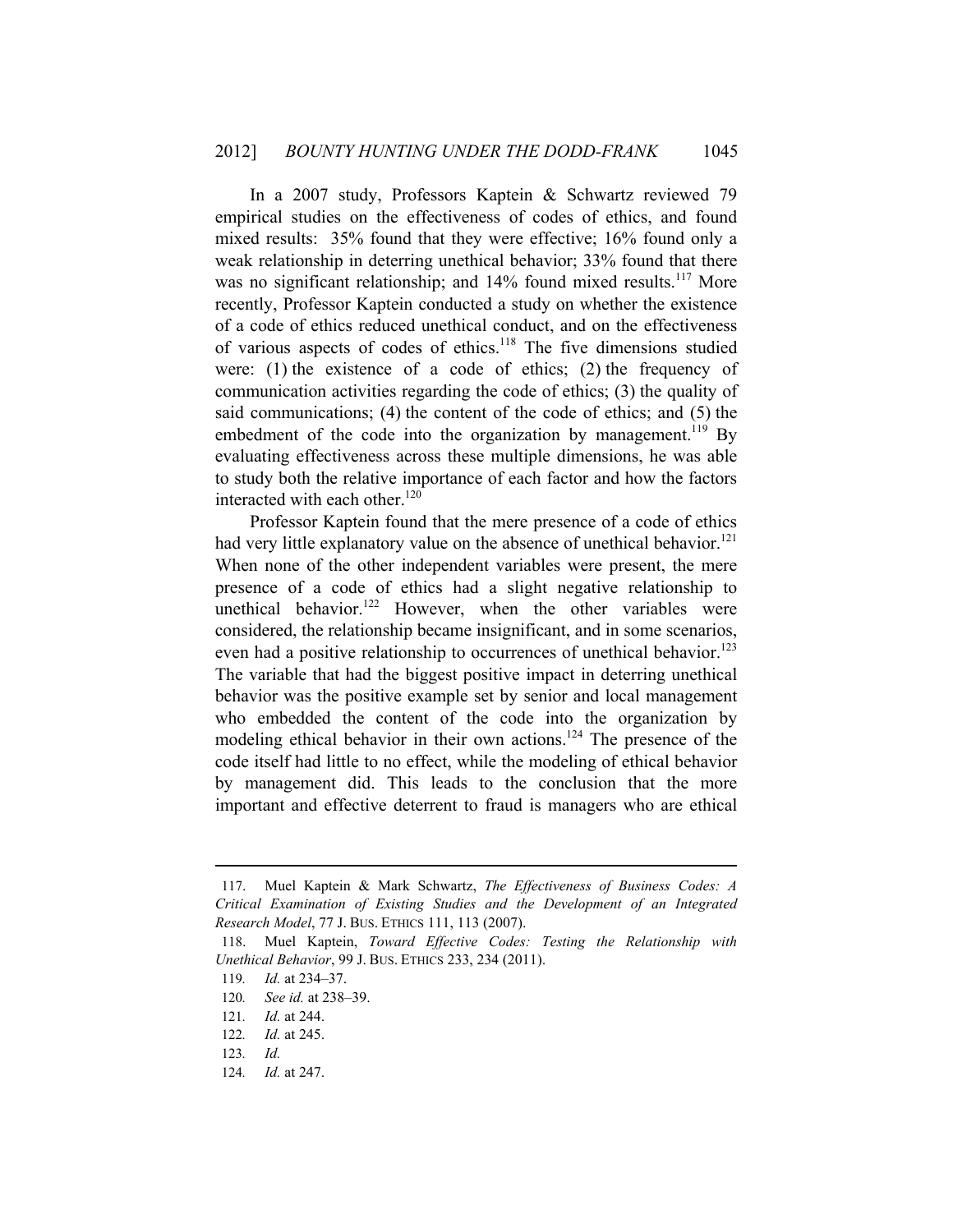In a 2007 study, Professors Kaptein & Schwartz reviewed 79 empirical studies on the effectiveness of codes of ethics, and found mixed results: 35% found that they were effective; 16% found only a weak relationship in deterring unethical behavior; 33% found that there was no significant relationship; and 14% found mixed results.[117] More recently, Professor Kaptein conducted a study on whether the existence of a code of ethics reduced unethical conduct, and on the effectiveness of various aspects of codes of ethics.[118] The five dimensions studied were: (1) the existence of a code of ethics; (2) the frequency of communication activities regarding the code of ethics; (3) the quality of said communications; (4) the content of the code of ethics; and (5) the embedment of the code into the organization by management.[119] By evaluating effectiveness across these multiple dimensions, he was able to study both the relative importance of each factor and how the factors interacted with each other.[120]

Professor Kaptein found that the mere presence of a code of ethics had very little explanatory value on the absence of unethical behavior.[121] When none of the other independent variables were present, the mere presence of a code of ethics had a slight negative relationship to unethical behavior.[122] However, when the other variables were considered, the relationship became insignificant, and in some scenarios, even had a positive relationship to occurrences of unethical behavior.[123] The variable that had the biggest positive impact in deterring unethical behavior was the positive example set by senior and local management who embedded the content of the code into the organization by modeling ethical behavior in their own actions.[124] The presence of the code itself had little to no effect, while the modeling of ethical behavior by management did. This leads to the conclusion that the more important and effective deterrent to fraud is managers who are ethical

---

117. Muel Kaptein & Mark Schwartz, *The Effectiveness of Business Codes: A Critical Examination of Existing Studies and the Development of an Integrated Research Model*, 77 J. BUS. ETHICS 111, 113 (2007).

118. Muel Kaptein, *Toward Effective Codes: Testing the Relationship with Unethical Behavior*, 99 J. BUS. ETHICS 233, 234 (2011).

119. *Id.* at 234–37.

120. *See id.* at 238–39.

121. *Id.* at 244.

122. *Id.* at 245.

123. *Id.*

124. *Id.* at 247.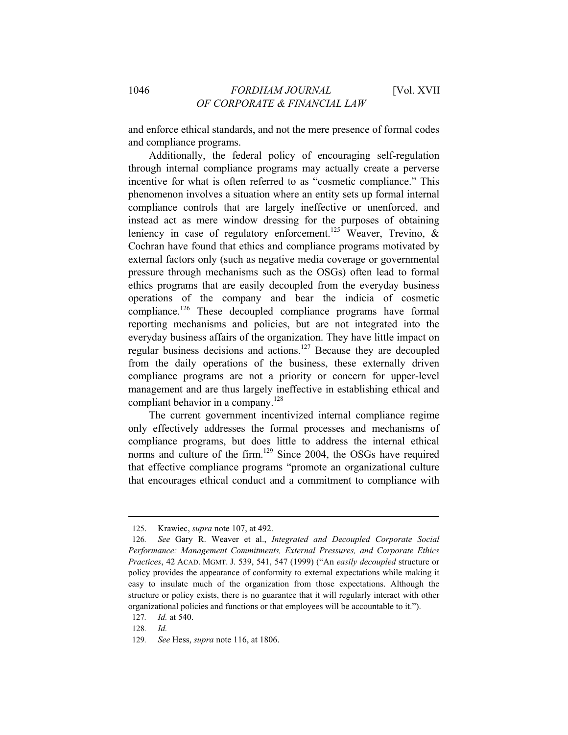and enforce ethical standards, and not the mere presence of formal codes and compliance programs.

Additionally, the federal policy of encouraging self-regulation through internal compliance programs may actually create a perverse incentive for what is often referred to as "cosmetic compliance." This phenomenon involves a situation where an entity sets up formal internal compliance controls that are largely ineffective or unenforced, and instead act as mere window dressing for the purposes of obtaining leniency in case of regulatory enforcement.[125] Weaver, Trevino, & Cochran have found that ethics and compliance programs motivated by external factors only (such as negative media coverage or governmental pressure through mechanisms such as the OSGs) often lead to formal ethics programs that are easily decoupled from the everyday business operations of the company and bear the indicia of cosmetic compliance.[126] These decoupled compliance programs have formal reporting mechanisms and policies, but are not integrated into the everyday business affairs of the organization. They have little impact on regular business decisions and actions.[127] Because they are decoupled from the daily operations of the business, these externally driven compliance programs are not a priority or concern for upper-level management and are thus largely ineffective in establishing ethical and compliant behavior in a company.[128]

The current government incentivized internal compliance regime only effectively addresses the formal processes and mechanisms of compliance programs, but does little to address the internal ethical norms and culture of the firm.[129] Since 2004, the OSGs have required that effective compliance programs "promote an organizational culture that encourages ethical conduct and a commitment to compliance with

---

125. Krawiec, *supra* note 107, at 492.

126. *See* Gary R. Weaver et al., *Integrated and Decoupled Corporate Social Performance: Management Commitments, External Pressures, and Corporate Ethics Practices*, 42 ACAD. MGMT. J. 539, 541, 547 (1999) ("An *easily decoupled* structure or policy provides the appearance of conformity to external expectations while making it easy to insulate much of the organization from those expectations. Although the structure or policy exists, there is no guarantee that it will regularly interact with other organizational policies and functions or that employees will be accountable to it.").

127. *Id.* at 540.

128. *Id.*

129. *See* Hess, *supra* note 116, at 1806.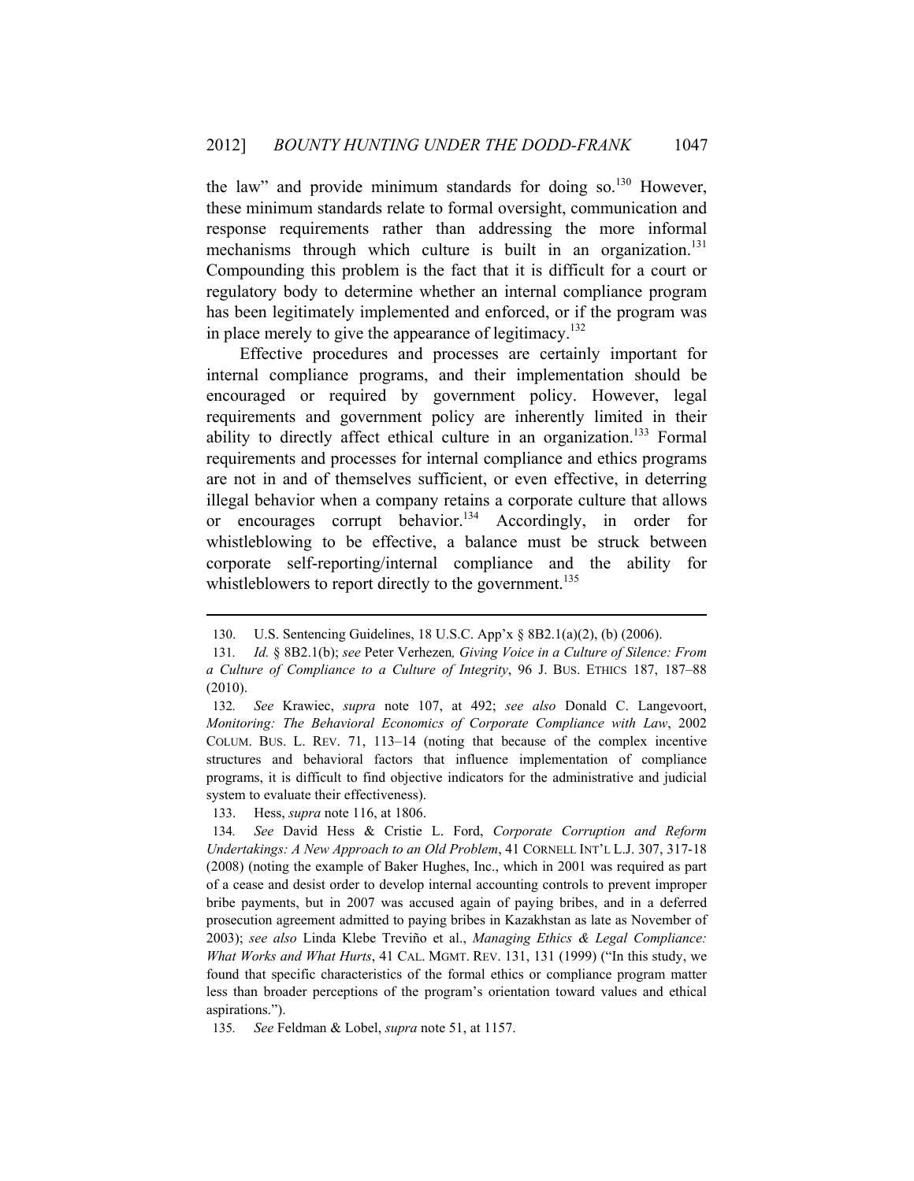the law" and provide minimum standards for doing so.[130] However, these minimum standards relate to formal oversight, communication and response requirements rather than addressing the more informal mechanisms through which culture is built in an organization.[131] Compounding this problem is the fact that it is difficult for a court or regulatory body to determine whether an internal compliance program has been legitimately implemented and enforced, or if the program was in place merely to give the appearance of legitimacy.[132]

Effective procedures and processes are certainly important for internal compliance programs, and their implementation should be encouraged or required by government policy. However, legal requirements and government policy are inherently limited in their ability to directly affect ethical culture in an organization.[133] Formal requirements and processes for internal compliance and ethics programs are not in and of themselves sufficient, or even effective, in deterring illegal behavior when a company retains a corporate culture that allows or encourages corrupt behavior.[134] Accordingly, in order for whistleblowing to be effective, a balance must be struck between corporate self-reporting/internal compliance and the ability for whistleblowers to report directly to the government.[135]

---

130. U.S. Sentencing Guidelines, 18 U.S.C. App'x § 8B2.1(a)(2), (b) (2006).

131. *Id.* § 8B2.1(b); *see* Peter Verhezen*, Giving Voice in a Culture of Silence: From a Culture of Compliance to a Culture of Integrity*, 96 J. BUS. ETHICS 187, 187–88 (2010).

132. *See* Krawiec, *supra* note 107, at 492; *see also* Donald C. Langevoort, *Monitoring: The Behavioral Economics of Corporate Compliance with Law*, 2002 COLUM. BUS. L. REV. 71, 113–14 (noting that because of the complex incentive structures and behavioral factors that influence implementation of compliance programs, it is difficult to find objective indicators for the administrative and judicial system to evaluate their effectiveness).

133. Hess, *supra* note 116, at 1806.

134. *See* David Hess & Cristie L. Ford, *Corporate Corruption and Reform Undertakings: A New Approach to an Old Problem*, 41 CORNELL INT'L L.J. 307, 317-18 (2008) (noting the example of Baker Hughes, Inc., which in 2001 was required as part of a cease and desist order to develop internal accounting controls to prevent improper bribe payments, but in 2007 was accused again of paying bribes, and in a deferred prosecution agreement admitted to paying bribes in Kazakhstan as late as November of 2003); *see also* Linda Klebe Treviño et al., *Managing Ethics & Legal Compliance: What Works and What Hurts*, 41 CAL. MGMT. REV. 131, 131 (1999) ("In this study, we found that specific characteristics of the formal ethics or compliance program matter less than broader perceptions of the program's orientation toward values and ethical aspirations.").

135. *See* Feldman & Lobel, *supra* note 51, at 1157.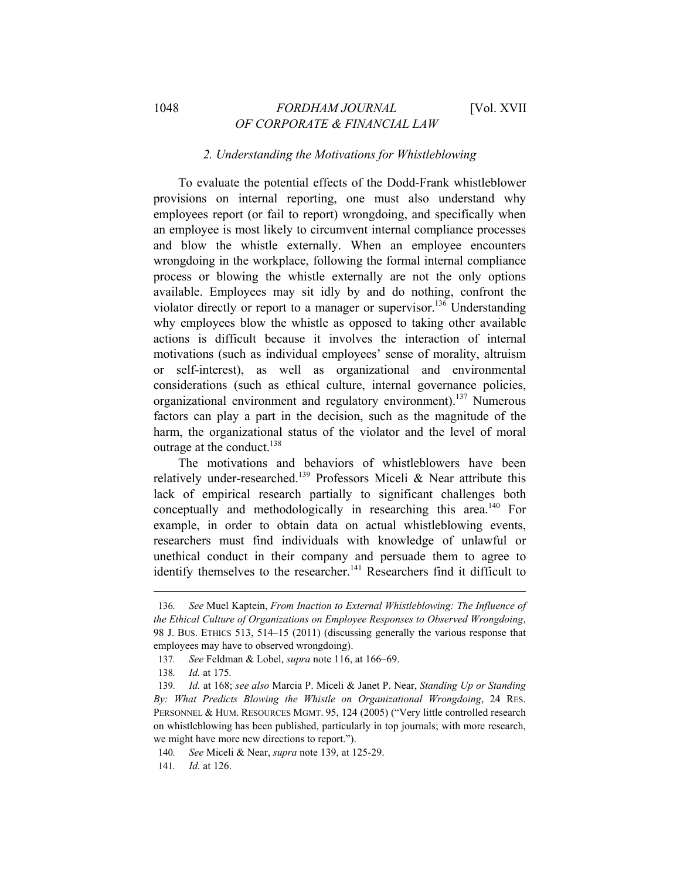### *2. Understanding the Motivations for Whistleblowing*

To evaluate the potential effects of the Dodd-Frank whistleblower provisions on internal reporting, one must also understand why employees report (or fail to report) wrongdoing, and specifically when an employee is most likely to circumvent internal compliance processes and blow the whistle externally. When an employee encounters wrongdoing in the workplace, following the formal internal compliance process or blowing the whistle externally are not the only options available. Employees may sit idly by and do nothing, confront the violator directly or report to a manager or supervisor.[136] Understanding why employees blow the whistle as opposed to taking other available actions is difficult because it involves the interaction of internal motivations (such as individual employees' sense of morality, altruism or self-interest), as well as organizational and environmental considerations (such as ethical culture, internal governance policies, organizational environment and regulatory environment).[137] Numerous factors can play a part in the decision, such as the magnitude of the harm, the organizational status of the violator and the level of moral outrage at the conduct.[138]

The motivations and behaviors of whistleblowers have been relatively under-researched.[139] Professors Miceli & Near attribute this lack of empirical research partially to significant challenges both conceptually and methodologically in researching this area.[140] For example, in order to obtain data on actual whistleblowing events, researchers must find individuals with knowledge of unlawful or unethical conduct in their company and persuade them to agree to identify themselves to the researcher.[141] Researchers find it difficult to

---

136. *See* Muel Kaptein, *From Inaction to External Whistleblowing: The Influence of the Ethical Culture of Organizations on Employee Responses to Observed Wrongdoing*, 98 J. BUS. ETHICS 513, 514–15 (2011) (discussing generally the various response that employees may have to observed wrongdoing).

137. *See* Feldman & Lobel, *supra* note 116, at 166–69.

138. *Id.* at 175.

139. *Id.* at 168; *see also* Marcia P. Miceli & Janet P. Near, *Standing Up or Standing By: What Predicts Blowing the Whistle on Organizational Wrongdoing*, 24 RES. PERSONNEL & HUM. RESOURCES MGMT. 95, 124 (2005) ("Very little controlled research on whistleblowing has been published, particularly in top journals; with more research, we might have more new directions to report.").

140. *See* Miceli & Near, *supra* note 139, at 125-29.

141. *Id.* at 126.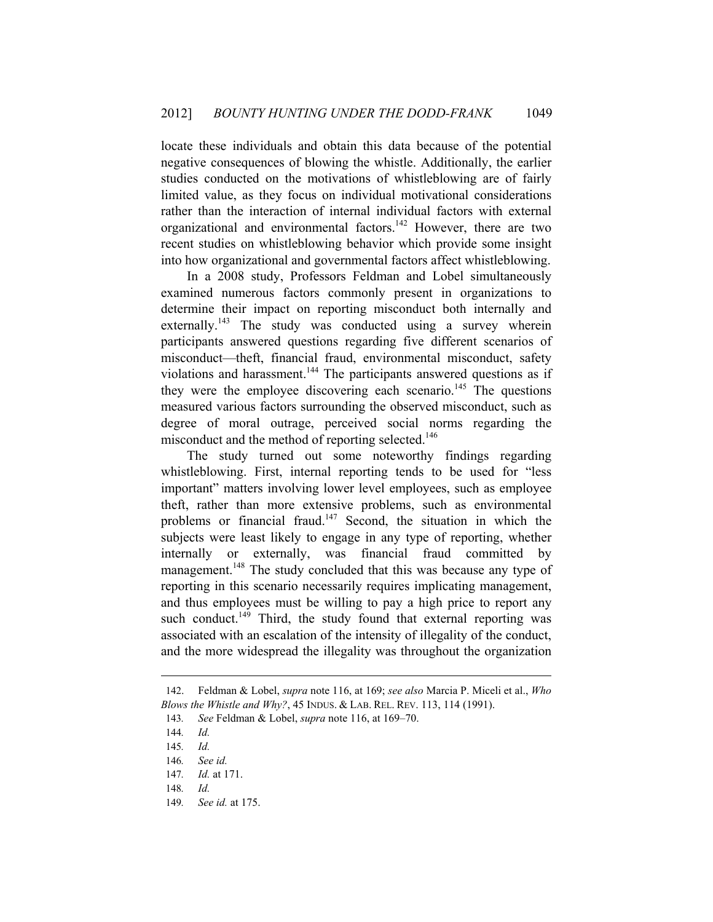locate these individuals and obtain this data because of the potential negative consequences of blowing the whistle. Additionally, the earlier studies conducted on the motivations of whistleblowing are of fairly limited value, as they focus on individual motivational considerations rather than the interaction of internal individual factors with external organizational and environmental factors.[142] However, there are two recent studies on whistleblowing behavior which provide some insight into how organizational and governmental factors affect whistleblowing.

In a 2008 study, Professors Feldman and Lobel simultaneously examined numerous factors commonly present in organizations to determine their impact on reporting misconduct both internally and externally.[143] The study was conducted using a survey wherein participants answered questions regarding five different scenarios of misconduct—theft, financial fraud, environmental misconduct, safety violations and harassment.[144] The participants answered questions as if they were the employee discovering each scenario.[145] The questions measured various factors surrounding the observed misconduct, such as degree of moral outrage, perceived social norms regarding the misconduct and the method of reporting selected.[146]

The study turned out some noteworthy findings regarding whistleblowing. First, internal reporting tends to be used for "less important" matters involving lower level employees, such as employee theft, rather than more extensive problems, such as environmental problems or financial fraud.[147] Second, the situation in which the subjects were least likely to engage in any type of reporting, whether internally or externally, was financial fraud committed by management.[148] The study concluded that this was because any type of reporting in this scenario necessarily requires implicating management, and thus employees must be willing to pay a high price to report any such conduct.[149] Third, the study found that external reporting was associated with an escalation of the intensity of illegality of the conduct, and the more widespread the illegality was throughout the organization

---

142. Feldman & Lobel, *supra* note 116, at 169; *see also* Marcia P. Miceli et al., *Who Blows the Whistle and Why?*, 45 INDUS. & LAB. REL. REV. 113, 114 (1991).

143. *See* Feldman & Lobel, *supra* note 116, at 169–70.

144. *Id.*

145. *Id.*

146. *See id.*

147. *Id.* at 171.

148. *Id.*

149. *See id.* at 175.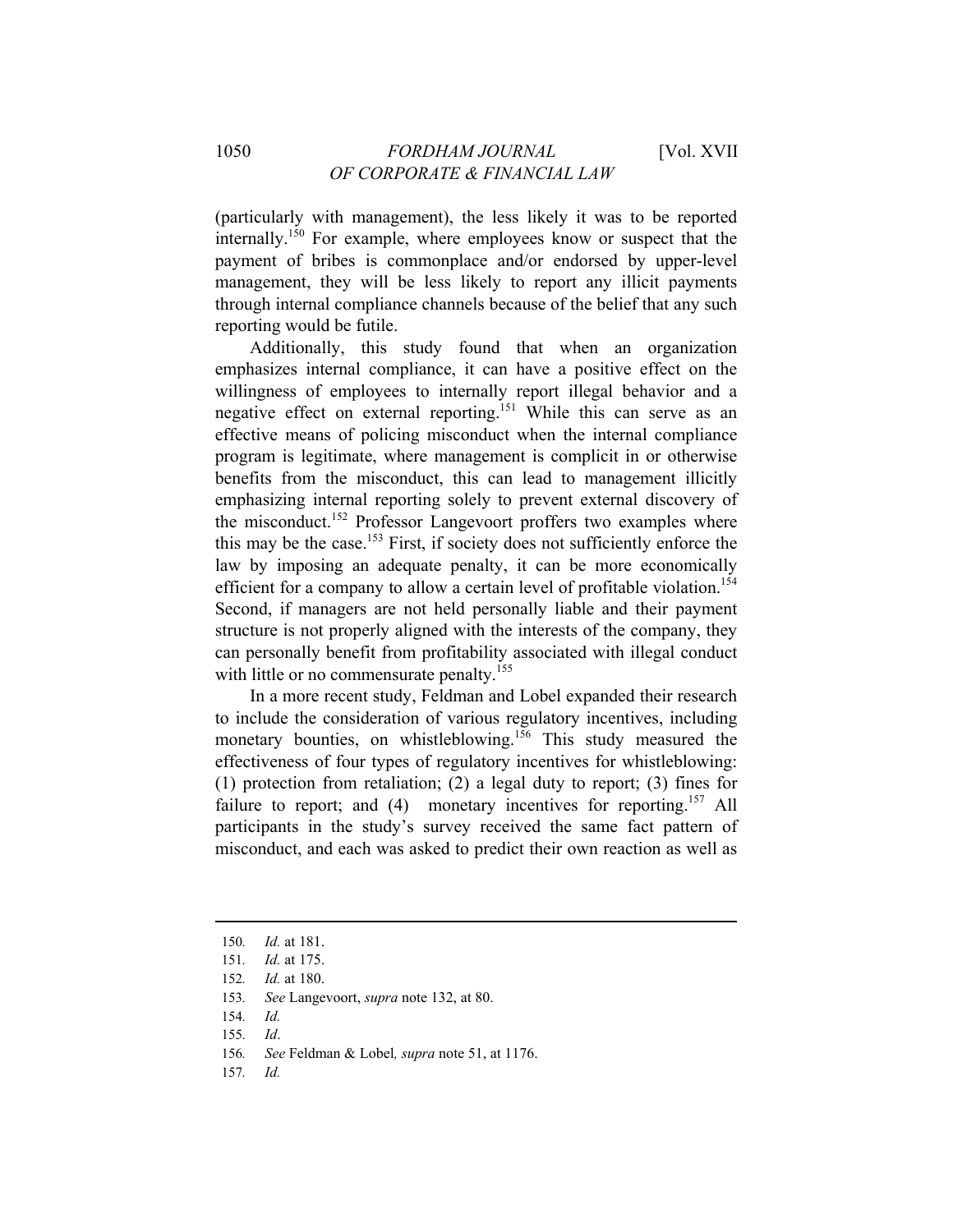(particularly with management), the less likely it was to be reported internally.[150] For example, where employees know or suspect that the payment of bribes is commonplace and/or endorsed by upper-level management, they will be less likely to report any illicit payments through internal compliance channels because of the belief that any such reporting would be futile.

Additionally, this study found that when an organization emphasizes internal compliance, it can have a positive effect on the willingness of employees to internally report illegal behavior and a negative effect on external reporting.[151] While this can serve as an effective means of policing misconduct when the internal compliance program is legitimate, where management is complicit in or otherwise benefits from the misconduct, this can lead to management illicitly emphasizing internal reporting solely to prevent external discovery of the misconduct.[152] Professor Langevoort proffers two examples where this may be the case.[153] First, if society does not sufficiently enforce the law by imposing an adequate penalty, it can be more economically efficient for a company to allow a certain level of profitable violation.[154] Second, if managers are not held personally liable and their payment structure is not properly aligned with the interests of the company, they can personally benefit from profitability associated with illegal conduct with little or no commensurate penalty.[155]

In a more recent study, Feldman and Lobel expanded their research to include the consideration of various regulatory incentives, including monetary bounties, on whistleblowing.[156] This study measured the effectiveness of four types of regulatory incentives for whistleblowing: (1) protection from retaliation; (2) a legal duty to report; (3) fines for failure to report; and (4) monetary incentives for reporting.[157] All participants in the study's survey received the same fact pattern of misconduct, and each was asked to predict their own reaction as well as

---

150. *Id.* at 181.
151. *Id.* at 175.
152. *Id.* at 180.
153. *See* Langevoort, *supra* note 132, at 80.
154. *Id.*
155. *Id*.
156. *See* Feldman & Lobel*, supra* note 51, at 1176.
157. *Id.*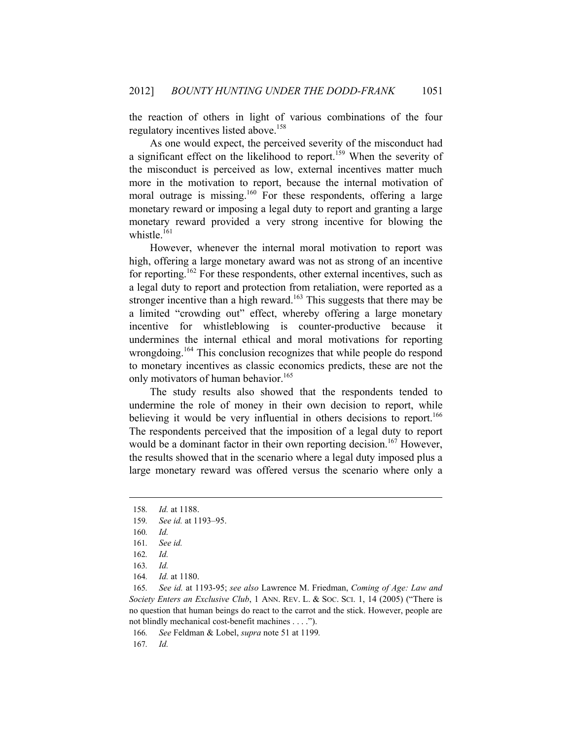the reaction of others in light of various combinations of the four regulatory incentives listed above.[158]

As one would expect, the perceived severity of the misconduct had a significant effect on the likelihood to report.[159] When the severity of the misconduct is perceived as low, external incentives matter much more in the motivation to report, because the internal motivation of moral outrage is missing.[160] For these respondents, offering a large monetary reward or imposing a legal duty to report and granting a large monetary reward provided a very strong incentive for blowing the whistle.[161]

However, whenever the internal moral motivation to report was high, offering a large monetary award was not as strong of an incentive for reporting.[162] For these respondents, other external incentives, such as a legal duty to report and protection from retaliation, were reported as a stronger incentive than a high reward.[163] This suggests that there may be a limited "crowding out" effect, whereby offering a large monetary incentive for whistleblowing is counter-productive because it undermines the internal ethical and moral motivations for reporting wrongdoing.[164] This conclusion recognizes that while people do respond to monetary incentives as classic economics predicts, these are not the only motivators of human behavior.[165]

The study results also showed that the respondents tended to undermine the role of money in their own decision to report, while believing it would be very influential in others decisions to report.[166] The respondents perceived that the imposition of a legal duty to report would be a dominant factor in their own reporting decision.[167] However, the results showed that in the scenario where a legal duty imposed plus a large monetary reward was offered versus the scenario where only a

---

158. *Id.* at 1188.

159. *See id.* at 1193–95.

160. *Id.*

161. *See id.*

162. *Id.*

163. *Id.*

164. *Id.* at 1180.

165. *See id.* at 1193-95; *see also* Lawrence M. Friedman, *Coming of Age: Law and Society Enters an Exclusive Club*, 1 ANN. REV. L. & SOC. SCI. 1, 14 (2005) ("There is no question that human beings do react to the carrot and the stick. However, people are not blindly mechanical cost-benefit machines . . . .").

166. *See* Feldman & Lobel, *supra* note 51 at 1199.

167. *Id.*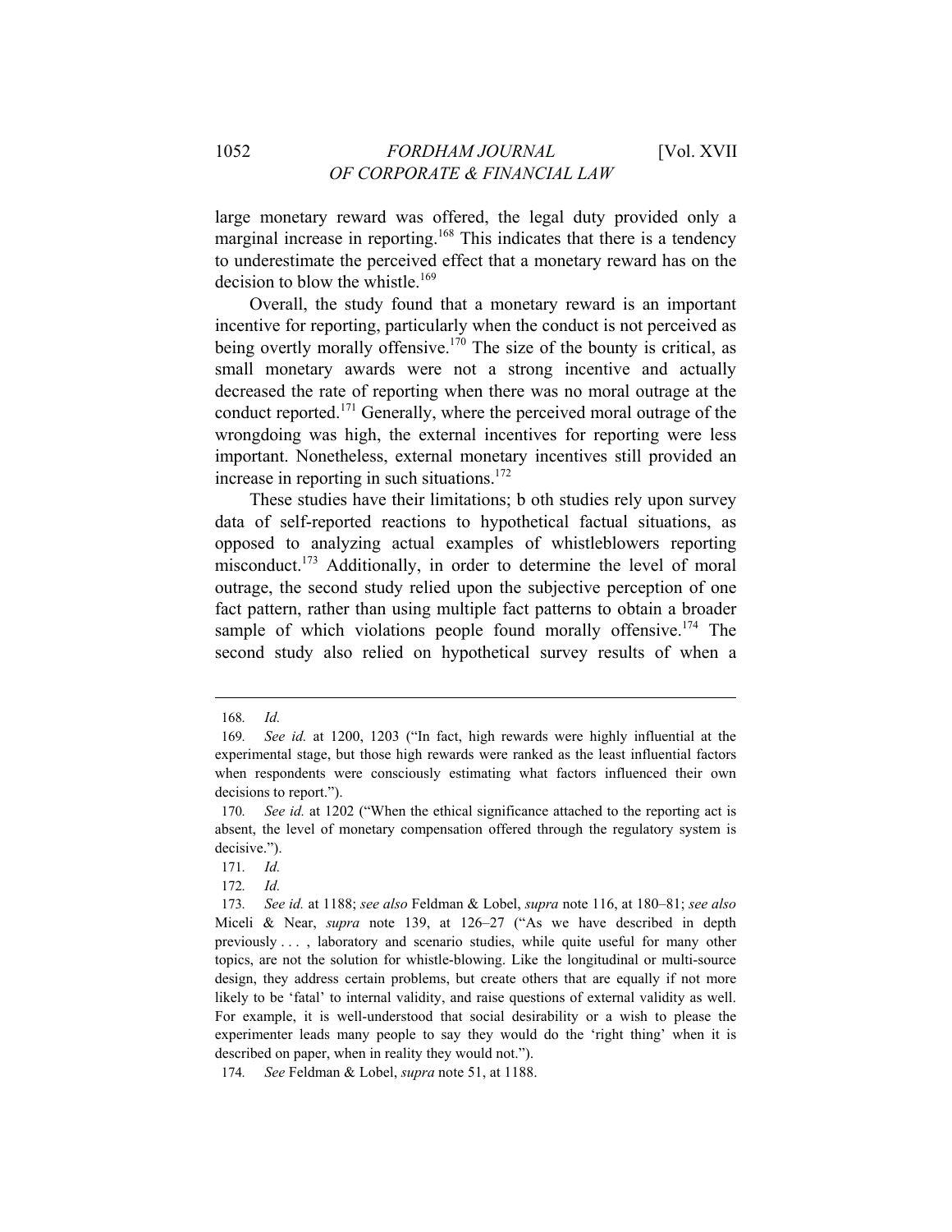large monetary reward was offered, the legal duty provided only a marginal increase in reporting.[168] This indicates that there is a tendency to underestimate the perceived effect that a monetary reward has on the decision to blow the whistle.[169]

Overall, the study found that a monetary reward is an important incentive for reporting, particularly when the conduct is not perceived as being overtly morally offensive.[170] The size of the bounty is critical, as small monetary awards were not a strong incentive and actually decreased the rate of reporting when there was no moral outrage at the conduct reported.[171] Generally, where the perceived moral outrage of the wrongdoing was high, the external incentives for reporting were less important. Nonetheless, external monetary incentives still provided an increase in reporting in such situations.[172]

These studies have their limitations; b oth studies rely upon survey data of self-reported reactions to hypothetical factual situations, as opposed to analyzing actual examples of whistleblowers reporting misconduct.[173] Additionally, in order to determine the level of moral outrage, the second study relied upon the subjective perception of one fact pattern, rather than using multiple fact patterns to obtain a broader sample of which violations people found morally offensive.[174] The second study also relied on hypothetical survey results of when a

---

168. *Id.*

169. *See id.* at 1200, 1203 ("In fact, high rewards were highly influential at the experimental stage, but those high rewards were ranked as the least influential factors when respondents were consciously estimating what factors influenced their own decisions to report.").

170. *See id.* at 1202 ("When the ethical significance attached to the reporting act is absent, the level of monetary compensation offered through the regulatory system is decisive.").

171. *Id.*

172. *Id.*

173. *See id.* at 1188; *see also* Feldman & Lobel, *supra* note 116, at 180–81; *see also* Miceli & Near, *supra* note 139, at 126–27 ("As we have described in depth previously . . . , laboratory and scenario studies, while quite useful for many other topics, are not the solution for whistle-blowing. Like the longitudinal or multi-source design, they address certain problems, but create others that are equally if not more likely to be 'fatal' to internal validity, and raise questions of external validity as well. For example, it is well-understood that social desirability or a wish to please the experimenter leads many people to say they would do the 'right thing' when it is described on paper, when in reality they would not.").

174. *See* Feldman & Lobel, *supra* note 51, at 1188.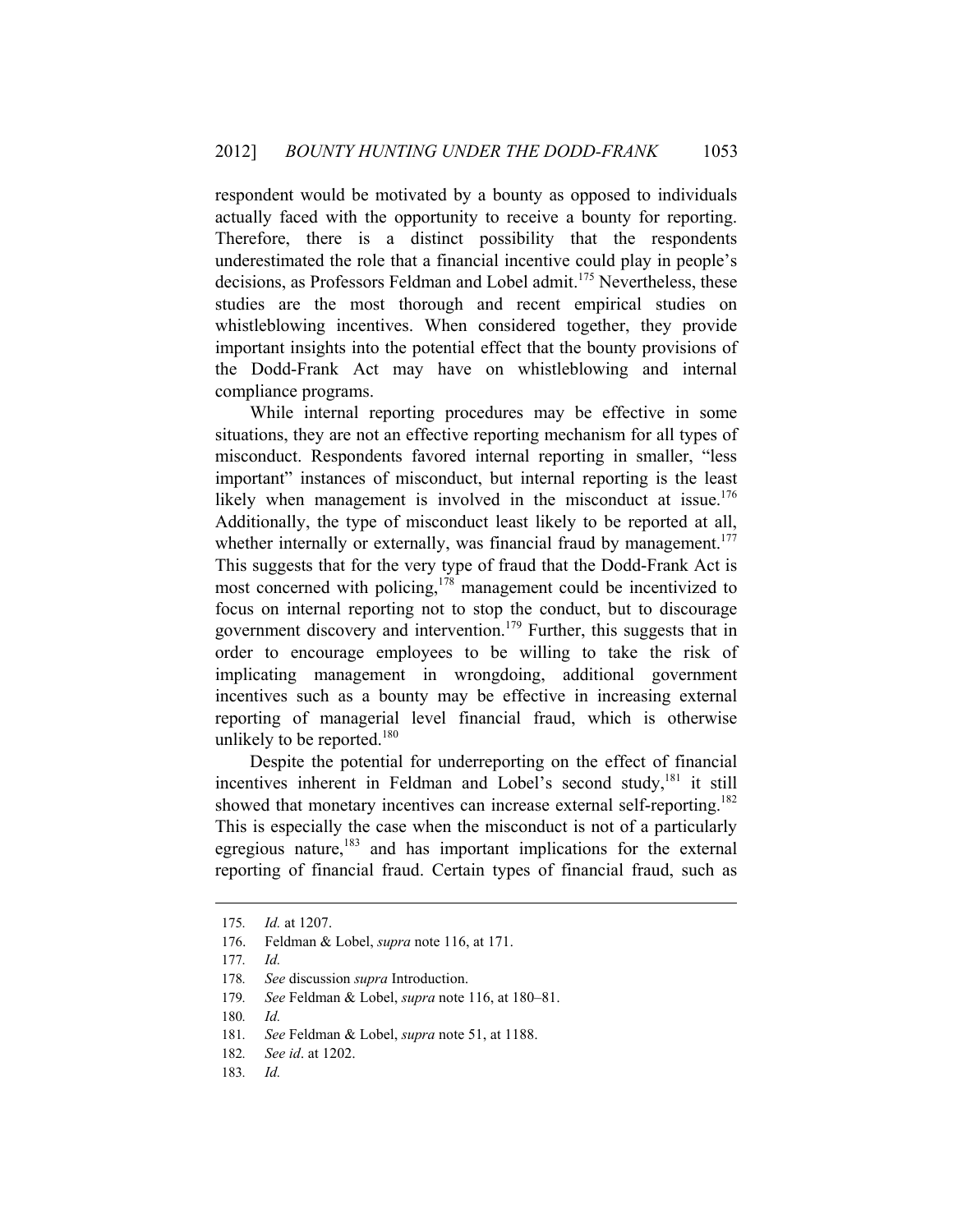respondent would be motivated by a bounty as opposed to individuals actually faced with the opportunity to receive a bounty for reporting. Therefore, there is a distinct possibility that the respondents underestimated the role that a financial incentive could play in people's decisions, as Professors Feldman and Lobel admit.[175] Nevertheless, these studies are the most thorough and recent empirical studies on whistleblowing incentives. When considered together, they provide important insights into the potential effect that the bounty provisions of the Dodd-Frank Act may have on whistleblowing and internal compliance programs.

While internal reporting procedures may be effective in some situations, they are not an effective reporting mechanism for all types of misconduct. Respondents favored internal reporting in smaller, "less important" instances of misconduct, but internal reporting is the least likely when management is involved in the misconduct at issue.[176] Additionally, the type of misconduct least likely to be reported at all, whether internally or externally, was financial fraud by management.[177] This suggests that for the very type of fraud that the Dodd-Frank Act is most concerned with policing,[178] management could be incentivized to focus on internal reporting not to stop the conduct, but to discourage government discovery and intervention.[179] Further, this suggests that in order to encourage employees to be willing to take the risk of implicating management in wrongdoing, additional government incentives such as a bounty may be effective in increasing external reporting of managerial level financial fraud, which is otherwise unlikely to be reported.[180]

Despite the potential for underreporting on the effect of financial incentives inherent in Feldman and Lobel's second study,[181] it still showed that monetary incentives can increase external self-reporting.[182] This is especially the case when the misconduct is not of a particularly egregious nature,[183] and has important implications for the external reporting of financial fraud. Certain types of financial fraud, such as

---

175. *Id.* at 1207.

176. Feldman & Lobel, *supra* note 116, at 171.

177. *Id.*

178. *See* discussion *supra* Introduction.

179. *See* Feldman & Lobel, *supra* note 116, at 180–81.

180. *Id.*

181. *See* Feldman & Lobel, *supra* note 51, at 1188.

182. *See id*. at 1202.

183. *Id.*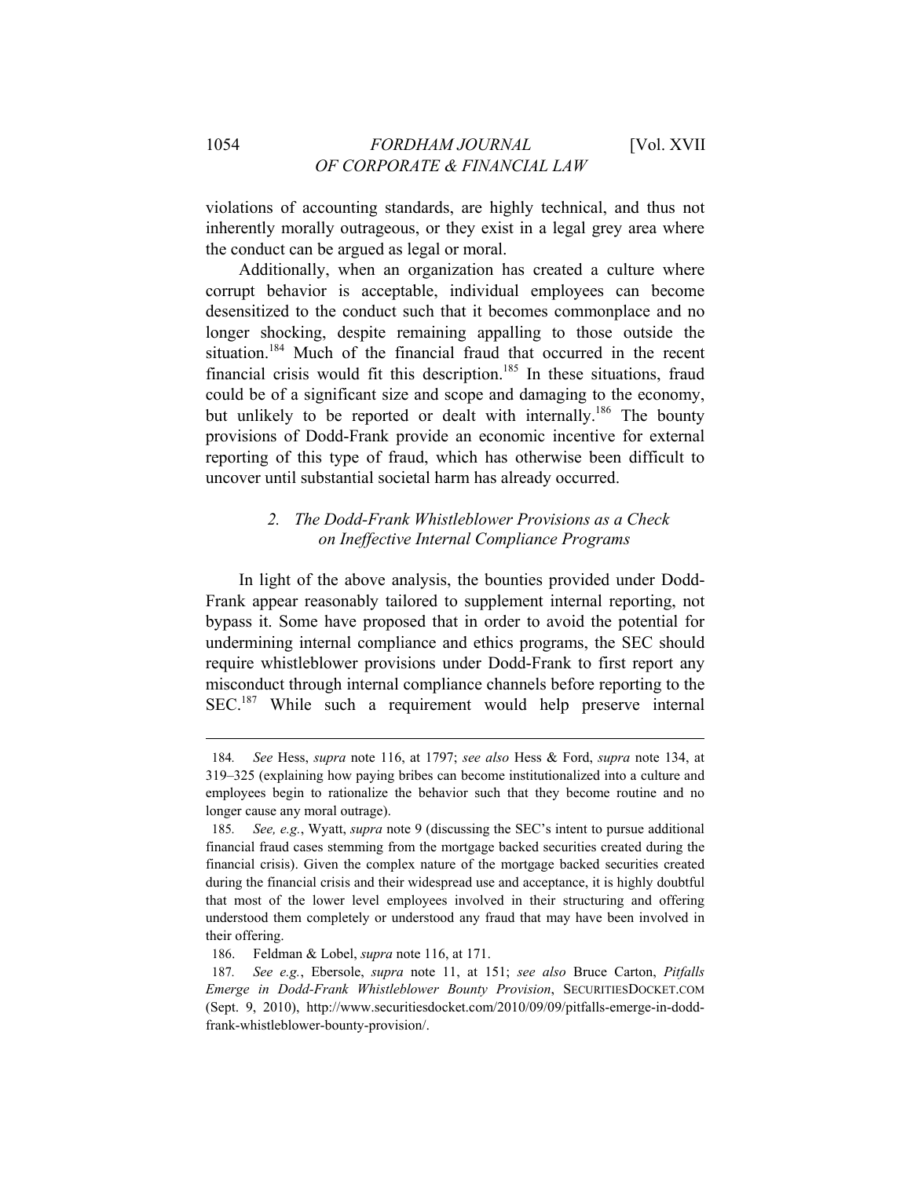violations of accounting standards, are highly technical, and thus not inherently morally outrageous, or they exist in a legal grey area where the conduct can be argued as legal or moral.

Additionally, when an organization has created a culture where corrupt behavior is acceptable, individual employees can become desensitized to the conduct such that it becomes commonplace and no longer shocking, despite remaining appalling to those outside the situation.[184] Much of the financial fraud that occurred in the recent financial crisis would fit this description.[185] In these situations, fraud could be of a significant size and scope and damaging to the economy, but unlikely to be reported or dealt with internally.[186] The bounty provisions of Dodd-Frank provide an economic incentive for external reporting of this type of fraud, which has otherwise been difficult to uncover until substantial societal harm has already occurred.

### 2. *The Dodd-Frank Whistleblower Provisions as a Check on Ineffective Internal Compliance Programs*

In light of the above analysis, the bounties provided under Dodd-Frank appear reasonably tailored to supplement internal reporting, not bypass it. Some have proposed that in order to avoid the potential for undermining internal compliance and ethics programs, the SEC should require whistleblower provisions under Dodd-Frank to first report any misconduct through internal compliance channels before reporting to the SEC.[187] While such a requirement would help preserve internal

---

184. *See* Hess, *supra* note 116, at 1797; *see also* Hess & Ford, *supra* note 134, at 319–325 (explaining how paying bribes can become institutionalized into a culture and employees begin to rationalize the behavior such that they become routine and no longer cause any moral outrage).

185. *See, e.g.*, Wyatt, *supra* note 9 (discussing the SEC's intent to pursue additional financial fraud cases stemming from the mortgage backed securities created during the financial crisis). Given the complex nature of the mortgage backed securities created during the financial crisis and their widespread use and acceptance, it is highly doubtful that most of the lower level employees involved in their structuring and offering understood them completely or understood any fraud that may have been involved in their offering.

186. Feldman & Lobel, *supra* note 116, at 171.

187. *See e.g.*, Ebersole, *supra* note 11, at 151; *see also* Bruce Carton, *Pitfalls Emerge in Dodd-Frank Whistleblower Bounty Provision*, SECURITIESDOCKET.COM (Sept. 9, 2010), http://www.securitiesdocket.com/2010/09/09/pitfalls-emerge-in-dodd-frank-whistleblower-bounty-provision/.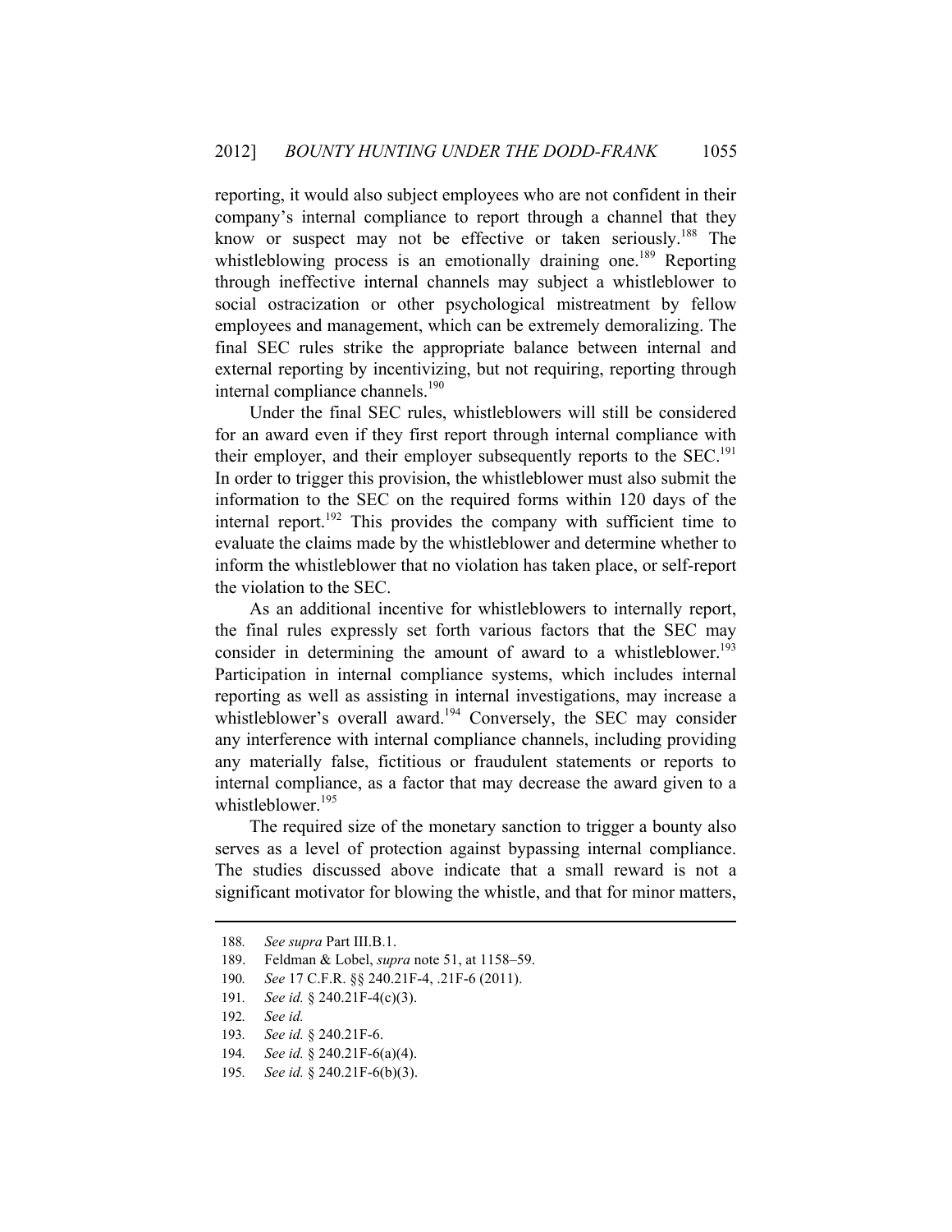reporting, it would also subject employees who are not confident in their company's internal compliance to report through a channel that they know or suspect may not be effective or taken seriously.[188] The whistleblowing process is an emotionally draining one.[189] Reporting through ineffective internal channels may subject a whistleblower to social ostracization or other psychological mistreatment by fellow employees and management, which can be extremely demoralizing. The final SEC rules strike the appropriate balance between internal and external reporting by incentivizing, but not requiring, reporting through internal compliance channels.[190]

Under the final SEC rules, whistleblowers will still be considered for an award even if they first report through internal compliance with their employer, and their employer subsequently reports to the SEC.[191] In order to trigger this provision, the whistleblower must also submit the information to the SEC on the required forms within 120 days of the internal report.[192] This provides the company with sufficient time to evaluate the claims made by the whistleblower and determine whether to inform the whistleblower that no violation has taken place, or self-report the violation to the SEC.

As an additional incentive for whistleblowers to internally report, the final rules expressly set forth various factors that the SEC may consider in determining the amount of award to a whistleblower.[193] Participation in internal compliance systems, which includes internal reporting as well as assisting in internal investigations, may increase a whistleblower's overall award.[194] Conversely, the SEC may consider any interference with internal compliance channels, including providing any materially false, fictitious or fraudulent statements or reports to internal compliance, as a factor that may decrease the award given to a whistleblower.[195]

The required size of the monetary sanction to trigger a bounty also serves as a level of protection against bypassing internal compliance. The studies discussed above indicate that a small reward is not a significant motivator for blowing the whistle, and that for minor matters,

---

188. *See supra* Part III.B.1.

189. Feldman & Lobel, *supra* note 51, at 1158–59.

190. *See* 17 C.F.R. §§ 240.21F-4, .21F-6 (2011).

191. *See id.* § 240.21F-4(c)(3).

192. *See id.*

193. *See id.* § 240.21F-6.

194. *See id.* § 240.21F-6(a)(4).

195. *See id.* § 240.21F-6(b)(3).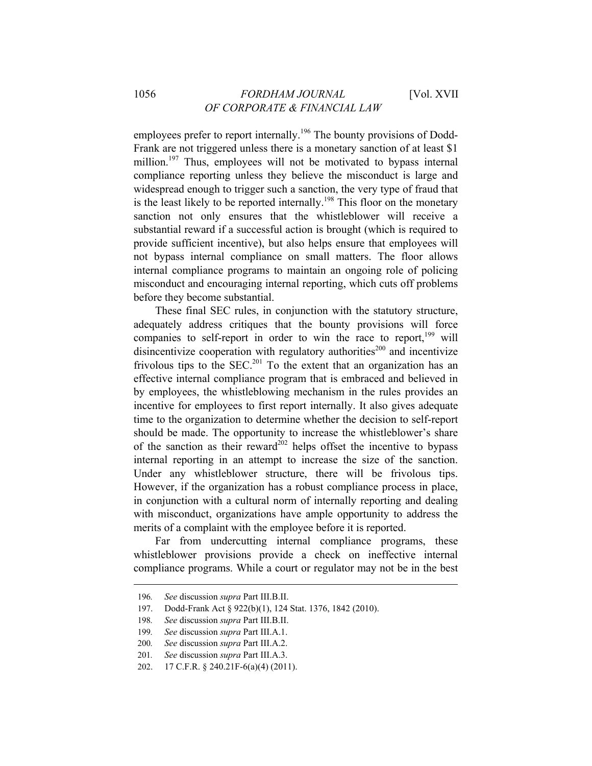employees prefer to report internally.[196] The bounty provisions of Dodd-Frank are not triggered unless there is a monetary sanction of at least $1 million.[197] Thus, employees will not be motivated to bypass internal compliance reporting unless they believe the misconduct is large and widespread enough to trigger such a sanction, the very type of fraud that is the least likely to be reported internally.[198] This floor on the monetary sanction not only ensures that the whistleblower will receive a substantial reward if a successful action is brought (which is required to provide sufficient incentive), but also helps ensure that employees will not bypass internal compliance on small matters. The floor allows internal compliance programs to maintain an ongoing role of policing misconduct and encouraging internal reporting, which cuts off problems before they become substantial.

These final SEC rules, in conjunction with the statutory structure, adequately address critiques that the bounty provisions will force companies to self-report in order to win the race to report,[199] will disincentivize cooperation with regulatory authorities[200] and incentivize frivolous tips to the SEC.[201] To the extent that an organization has an effective internal compliance program that is embraced and believed in by employees, the whistleblowing mechanism in the rules provides an incentive for employees to first report internally. It also gives adequate time to the organization to determine whether the decision to self-report should be made. The opportunity to increase the whistleblower's share of the sanction as their reward[202] helps offset the incentive to bypass internal reporting in an attempt to increase the size of the sanction. Under any whistleblower structure, there will be frivolous tips. However, if the organization has a robust compliance process in place, in conjunction with a cultural norm of internally reporting and dealing with misconduct, organizations have ample opportunity to address the merits of a complaint with the employee before it is reported.

Far from undercutting internal compliance programs, these whistleblower provisions provide a check on ineffective internal compliance programs. While a court or regulator may not be in the best

---

196. *See* discussion *supra* Part III.B.II.

197. Dodd-Frank Act § 922(b)(1), 124 Stat. 1376, 1842 (2010).

198. *See* discussion *supra* Part III.B.II.

199. *See* discussion *supra* Part III.A.1.

200. *See* discussion *supra* Part III.A.2.

201. *See* discussion *supra* Part III.A.3.

202. 17 C.F.R. § 240.21F-6(a)(4) (2011).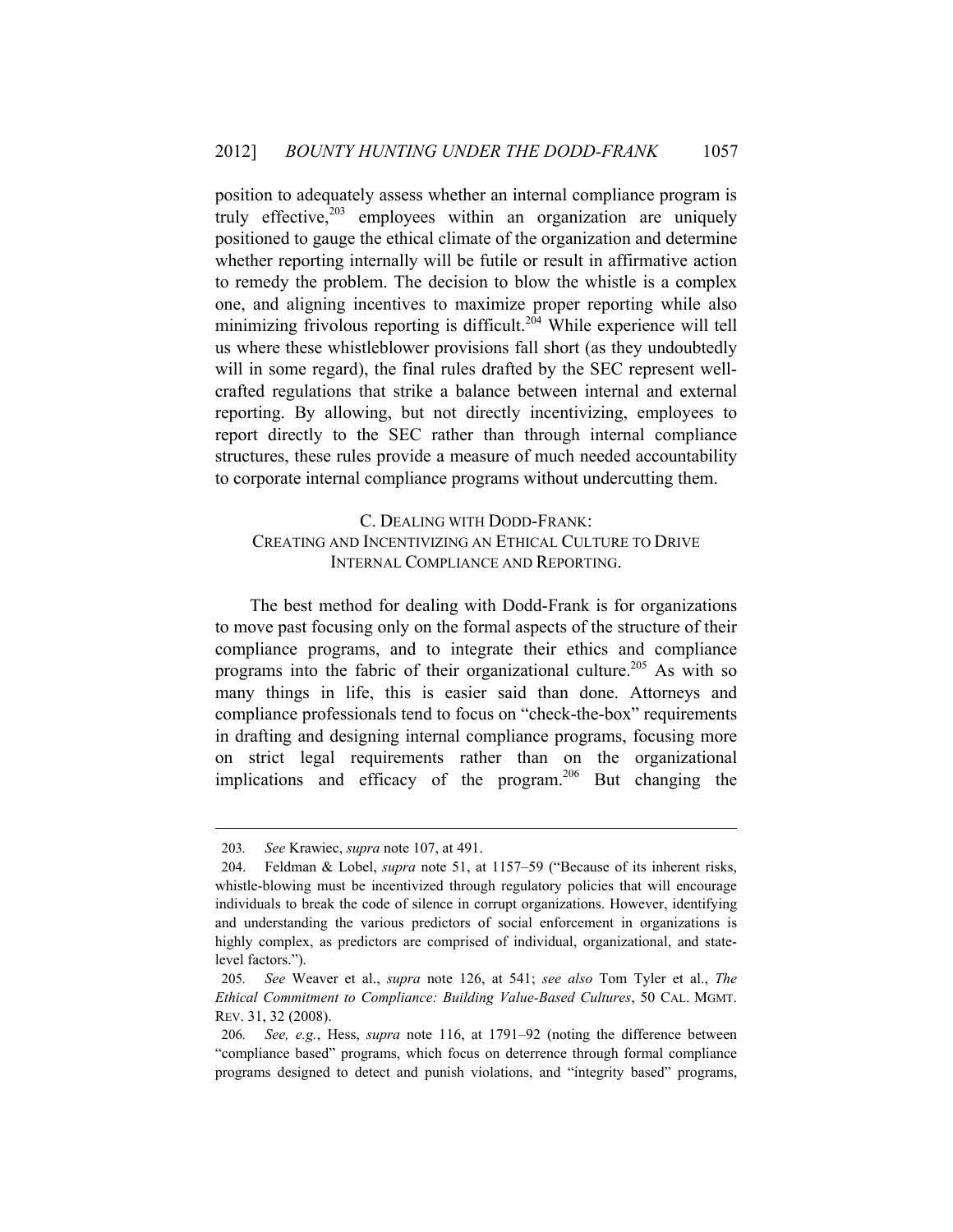position to adequately assess whether an internal compliance program is truly effective,[203] employees within an organization are uniquely positioned to gauge the ethical climate of the organization and determine whether reporting internally will be futile or result in affirmative action to remedy the problem. The decision to blow the whistle is a complex one, and aligning incentives to maximize proper reporting while also minimizing frivolous reporting is difficult.[204] While experience will tell us where these whistleblower provisions fall short (as they undoubtedly will in some regard), the final rules drafted by the SEC represent well-crafted regulations that strike a balance between internal and external reporting. By allowing, but not directly incentivizing, employees to report directly to the SEC rather than through internal compliance structures, these rules provide a measure of much needed accountability to corporate internal compliance programs without undercutting them.

### C. Dealing with Dodd-Frank: Creating and Incentivizing an Ethical Culture to Drive Internal Compliance and Reporting.

The best method for dealing with Dodd-Frank is for organizations to move past focusing only on the formal aspects of the structure of their compliance programs, and to integrate their ethics and compliance programs into the fabric of their organizational culture.[205] As with so many things in life, this is easier said than done. Attorneys and compliance professionals tend to focus on "check-the-box" requirements in drafting and designing internal compliance programs, focusing more on strict legal requirements rather than on the organizational implications and efficacy of the program.[206] But changing the

---

203. *See* Krawiec, *supra* note 107, at 491.

204. Feldman & Lobel, *supra* note 51, at 1157–59 ("Because of its inherent risks, whistle-blowing must be incentivized through regulatory policies that will encourage individuals to break the code of silence in corrupt organizations. However, identifying and understanding the various predictors of social enforcement in organizations is highly complex, as predictors are comprised of individual, organizational, and state-level factors.").

205. *See* Weaver et al., *supra* note 126, at 541; *see also* Tom Tyler et al., *The Ethical Commitment to Compliance: Building Value-Based Cultures*, 50 CAL. MGMT. REV. 31, 32 (2008).

206. *See, e.g.*, Hess, *supra* note 116, at 1791–92 (noting the difference between "compliance based" programs, which focus on deterrence through formal compliance programs designed to detect and punish violations, and "integrity based" programs,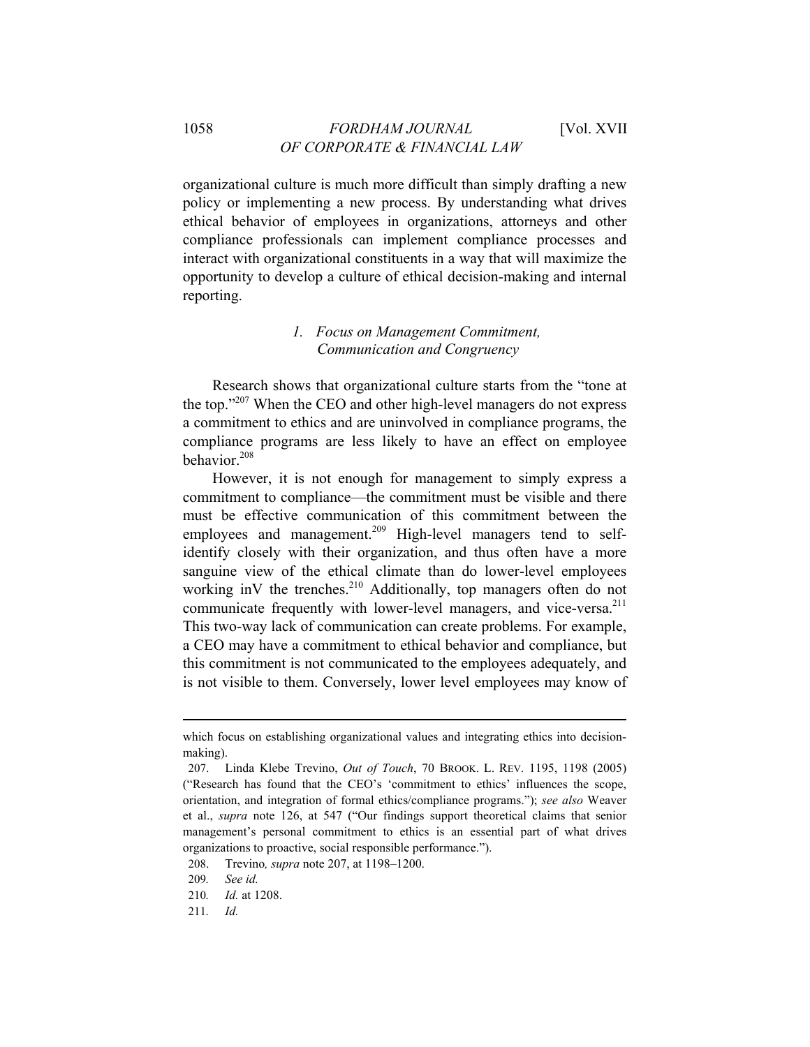organizational culture is much more difficult than simply drafting a new policy or implementing a new process. By understanding what drives ethical behavior of employees in organizations, attorneys and other compliance professionals can implement compliance processes and interact with organizational constituents in a way that will maximize the opportunity to develop a culture of ethical decision-making and internal reporting.

### 1. *Focus on Management Commitment, Communication and Congruency*

Research shows that organizational culture starts from the "tone at the top."[207] When the CEO and other high-level managers do not express a commitment to ethics and are uninvolved in compliance programs, the compliance programs are less likely to have an effect on employee behavior.[208]

However, it is not enough for management to simply express a commitment to compliance—the commitment must be visible and there must be effective communication of this commitment between the employees and management.[209] High-level managers tend to self-identify closely with their organization, and thus often have a more sanguine view of the ethical climate than do lower-level employees working inV the trenches.[210] Additionally, top managers often do not communicate frequently with lower-level managers, and vice-versa.[211] This two-way lack of communication can create problems. For example, a CEO may have a commitment to ethical behavior and compliance, but this commitment is not communicated to the employees adequately, and is not visible to them. Conversely, lower level employees may know of

---

which focus on establishing organizational values and integrating ethics into decision-making).

207. Linda Klebe Trevino, *Out of Touch*, 70 BROOK. L. REV. 1195, 1198 (2005) ("Research has found that the CEO's 'commitment to ethics' influences the scope, orientation, and integration of formal ethics/compliance programs."); *see also* Weaver et al., *supra* note 126, at 547 ("Our findings support theoretical claims that senior management's personal commitment to ethics is an essential part of what drives organizations to proactive, social responsible performance.").

208. Trevino*, supra* note 207, at 1198–1200.

209. *See id.*

210. *Id.* at 1208.

211. *Id.*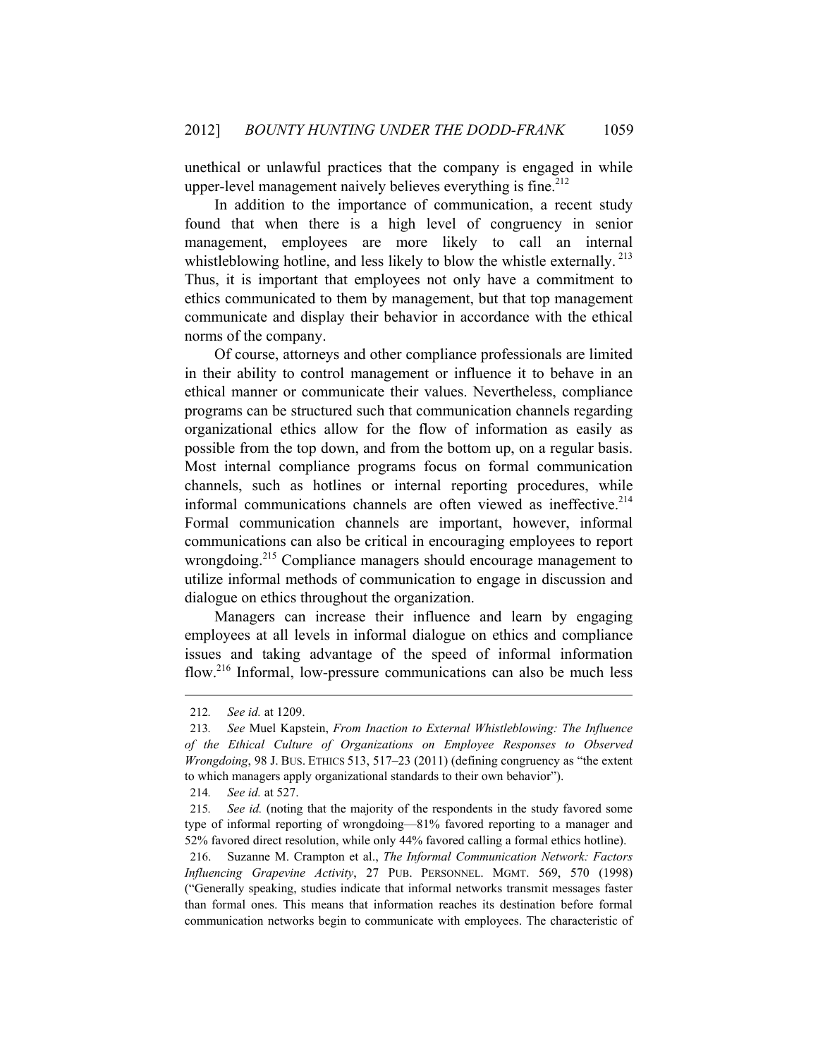unethical or unlawful practices that the company is engaged in while upper-level management naively believes everything is fine.[212]

In addition to the importance of communication, a recent study found that when there is a high level of congruency in senior management, employees are more likely to call an internal whistleblowing hotline, and less likely to blow the whistle externally.[213] Thus, it is important that employees not only have a commitment to ethics communicated to them by management, but that top management communicate and display their behavior in accordance with the ethical norms of the company.

Of course, attorneys and other compliance professionals are limited in their ability to control management or influence it to behave in an ethical manner or communicate their values. Nevertheless, compliance programs can be structured such that communication channels regarding organizational ethics allow for the flow of information as easily as possible from the top down, and from the bottom up, on a regular basis. Most internal compliance programs focus on formal communication channels, such as hotlines or internal reporting procedures, while informal communications channels are often viewed as ineffective.[214] Formal communication channels are important, however, informal communications can also be critical in encouraging employees to report wrongdoing.[215] Compliance managers should encourage management to utilize informal methods of communication to engage in discussion and dialogue on ethics throughout the organization.

Managers can increase their influence and learn by engaging employees at all levels in informal dialogue on ethics and compliance issues and taking advantage of the speed of informal information flow.[216] Informal, low-pressure communications can also be much less

---

212. *See id.* at 1209.

213. *See* Muel Kapstein, *From Inaction to External Whistleblowing: The Influence of the Ethical Culture of Organizations on Employee Responses to Observed Wrongdoing*, 98 J. BUS. ETHICS 513, 517–23 (2011) (defining congruency as "the extent to which managers apply organizational standards to their own behavior").

214. *See id.* at 527.

215. *See id.* (noting that the majority of the respondents in the study favored some type of informal reporting of wrongdoing—81% favored reporting to a manager and 52% favored direct resolution, while only 44% favored calling a formal ethics hotline).

216. Suzanne M. Crampton et al., *The Informal Communication Network: Factors Influencing Grapevine Activity*, 27 PUB. PERSONNEL. MGMT. 569, 570 (1998) ("Generally speaking, studies indicate that informal networks transmit messages faster than formal ones. This means that information reaches its destination before formal communication networks begin to communicate with employees. The characteristic of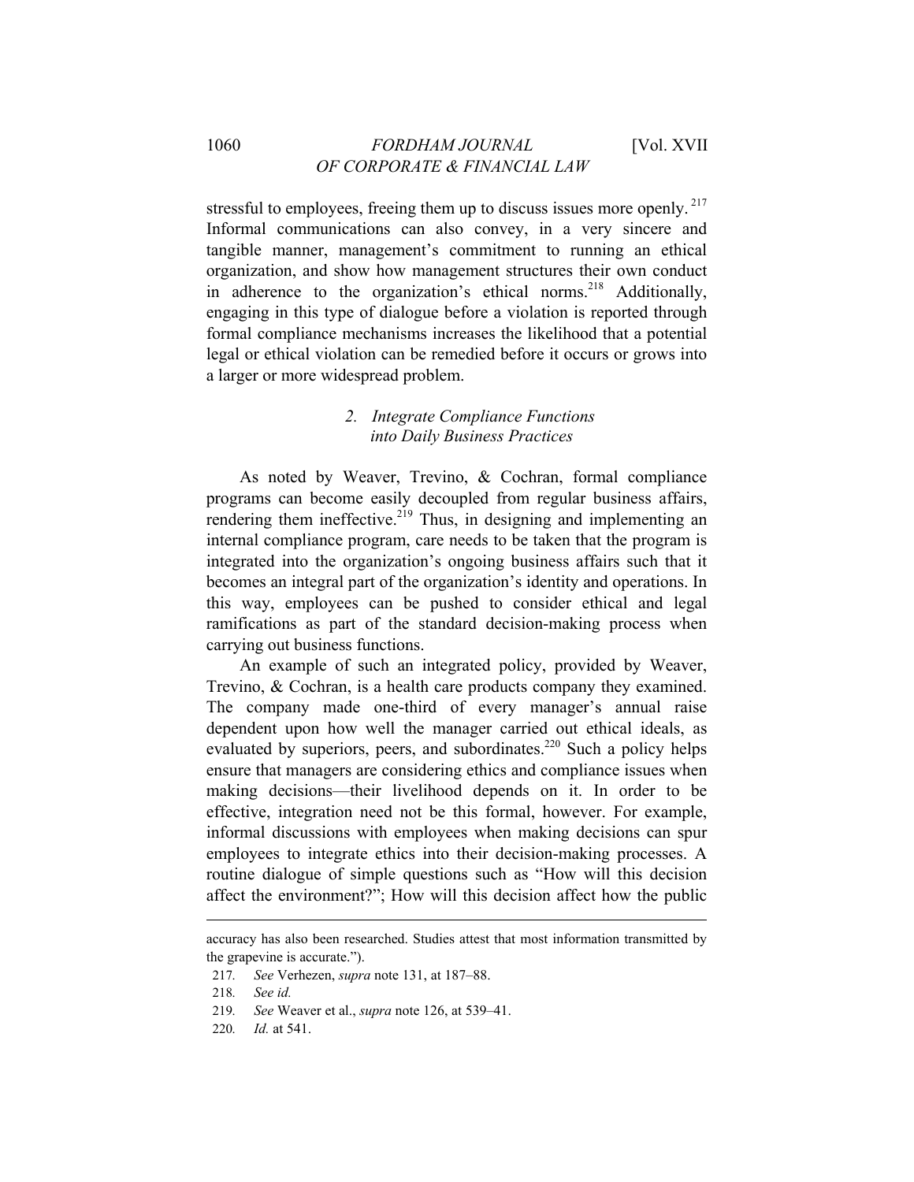stressful to employees, freeing them up to discuss issues more openly.[217] Informal communications can also convey, in a very sincere and tangible manner, management's commitment to running an ethical organization, and show how management structures their own conduct in adherence to the organization's ethical norms.[218] Additionally, engaging in this type of dialogue before a violation is reported through formal compliance mechanisms increases the likelihood that a potential legal or ethical violation can be remedied before it occurs or grows into a larger or more widespread problem.

### *2. Integrate Compliance Functions into Daily Business Practices*

As noted by Weaver, Trevino, & Cochran, formal compliance programs can become easily decoupled from regular business affairs, rendering them ineffective.[219] Thus, in designing and implementing an internal compliance program, care needs to be taken that the program is integrated into the organization's ongoing business affairs such that it becomes an integral part of the organization's identity and operations. In this way, employees can be pushed to consider ethical and legal ramifications as part of the standard decision-making process when carrying out business functions.

An example of such an integrated policy, provided by Weaver, Trevino, & Cochran, is a health care products company they examined. The company made one-third of every manager's annual raise dependent upon how well the manager carried out ethical ideals, as evaluated by superiors, peers, and subordinates.[220] Such a policy helps ensure that managers are considering ethics and compliance issues when making decisions—their livelihood depends on it. In order to be effective, integration need not be this formal, however. For example, informal discussions with employees when making decisions can spur employees to integrate ethics into their decision-making processes. A routine dialogue of simple questions such as "How will this decision affect the environment?"; How will this decision affect how the public

---

accuracy has also been researched. Studies attest that most information transmitted by the grapevine is accurate.").

217. *See* Verhezen, *supra* note 131, at 187–88.

218. *See id.*

219. *See* Weaver et al., *supra* note 126, at 539–41.

220. *Id.* at 541.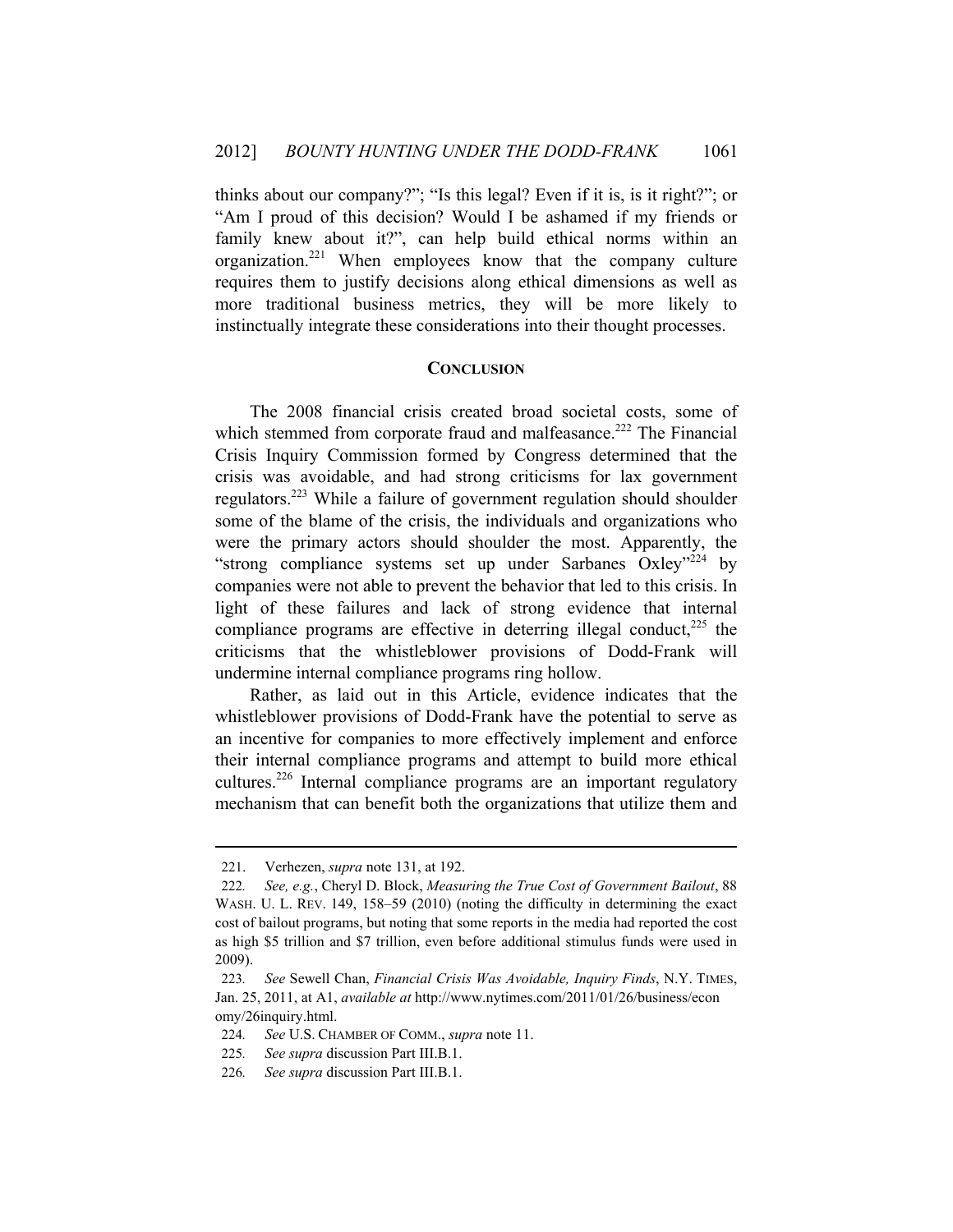thinks about our company?"; "Is this legal? Even if it is, is it right?"; or "Am I proud of this decision? Would I be ashamed if my friends or family knew about it?", can help build ethical norms within an organization.[221] When employees know that the company culture requires them to justify decisions along ethical dimensions as well as more traditional business metrics, they will be more likely to instinctually integrate these considerations into their thought processes.

## CONCLUSION

The 2008 financial crisis created broad societal costs, some of which stemmed from corporate fraud and malfeasance.[222] The Financial Crisis Inquiry Commission formed by Congress determined that the crisis was avoidable, and had strong criticisms for lax government regulators.[223] While a failure of government regulation should shoulder some of the blame of the crisis, the individuals and organizations who were the primary actors should shoulder the most. Apparently, the "strong compliance systems set up under Sarbanes Oxley"[224] by companies were not able to prevent the behavior that led to this crisis. In light of these failures and lack of strong evidence that internal compliance programs are effective in deterring illegal conduct,[225] the criticisms that the whistleblower provisions of Dodd-Frank will undermine internal compliance programs ring hollow.

Rather, as laid out in this Article, evidence indicates that the whistleblower provisions of Dodd-Frank have the potential to serve as an incentive for companies to more effectively implement and enforce their internal compliance programs and attempt to build more ethical cultures.[226] Internal compliance programs are an important regulatory mechanism that can benefit both the organizations that utilize them and

---

221. Verhezen, *supra* note 131, at 192.

222. *See, e.g.*, Cheryl D. Block, *Measuring the True Cost of Government Bailout*, 88 WASH. U. L. REV. 149, 158–59 (2010) (noting the difficulty in determining the exact cost of bailout programs, but noting that some reports in the media had reported the cost as high $5 trillion and $7 trillion, even before additional stimulus funds were used in 2009).

223. *See* Sewell Chan, *Financial Crisis Was Avoidable, Inquiry Finds*, N.Y. TIMES, Jan. 25, 2011, at A1, *available at* http://www.nytimes.com/2011/01/26/business/economy/26inquiry.html.

224. *See* U.S. CHAMBER OF COMM., *supra* note 11.

225. *See supra* discussion Part III.B.1.

226. *See supra* discussion Part III.B.1.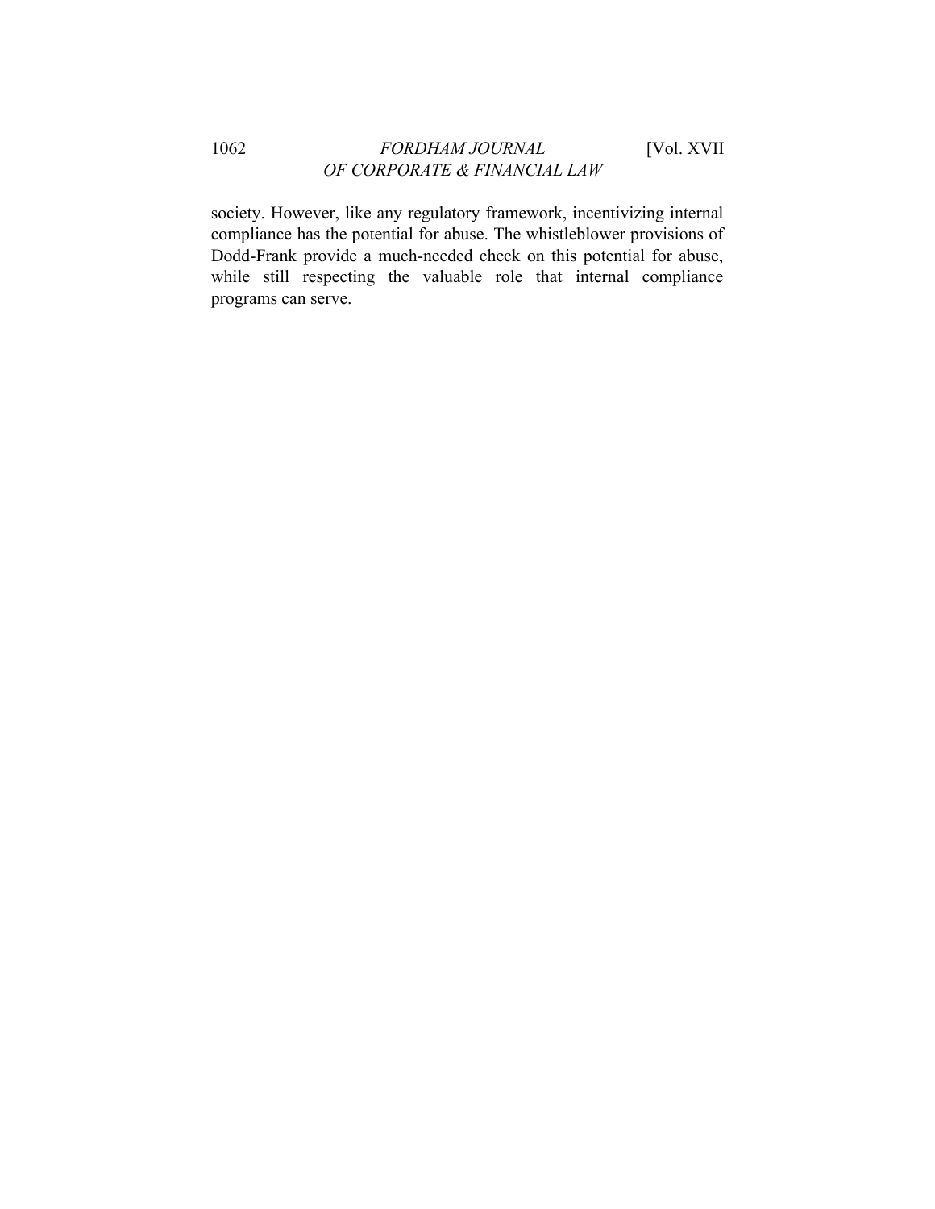society. However, like any regulatory framework, incentivizing internal compliance has the potential for abuse. The whistleblower provisions of Dodd-Frank provide a much-needed check on this potential for abuse, while still respecting the valuable role that internal compliance programs can serve.